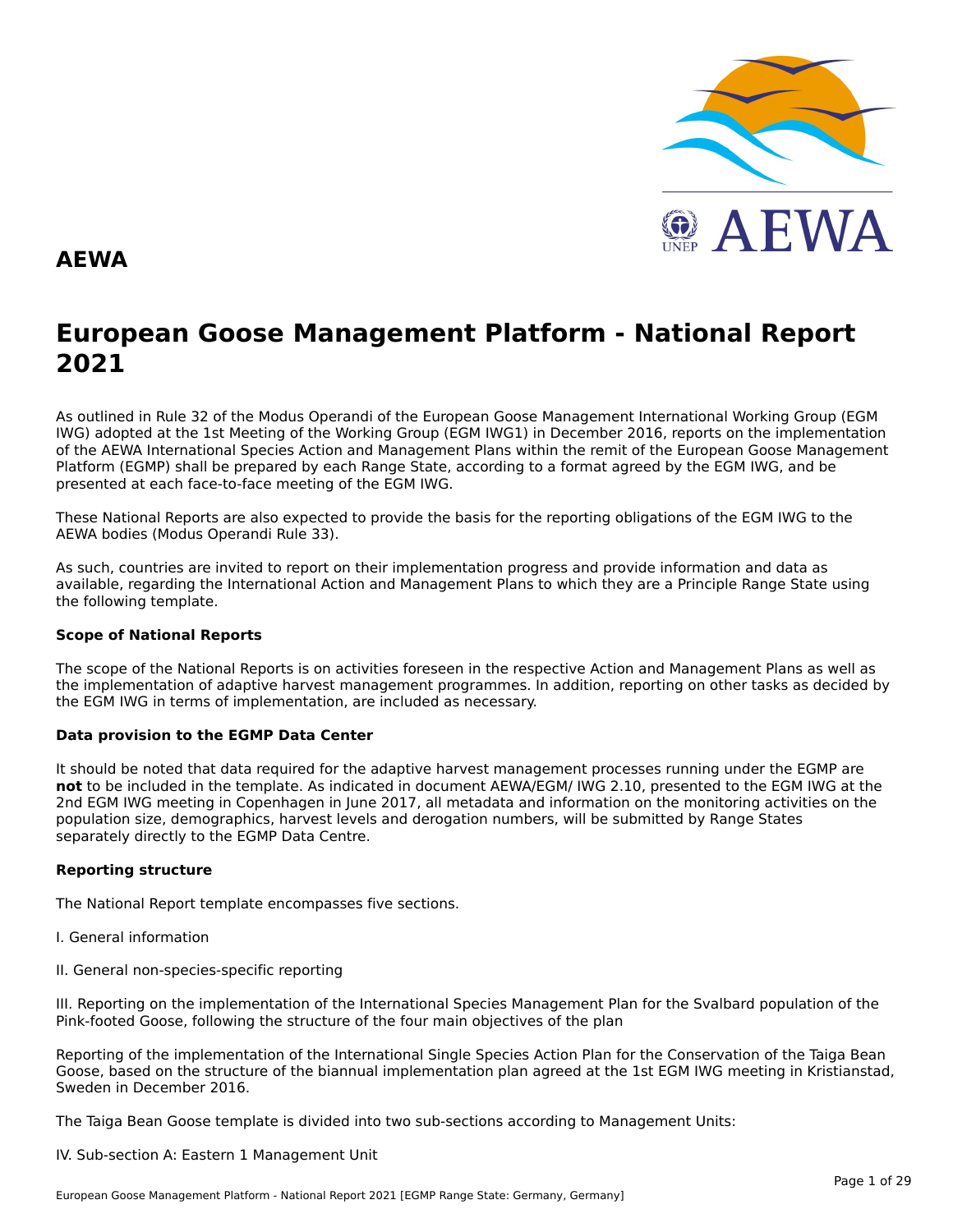## AEWA

# European Goose Management Platform - National Report 2021

As outlined in Rule 32 of the Modus Operandi of the European Goose Management International Working Group (EGM IWG) adopted at the 1st Meeting of the Working Group (EGM IWG1) in December 2016, reports on the implementation of the AEWA International Species Action and Management Plans within the remit of the European Goose Management Platform (EGMP) shall be prepared by each Range State, according to a format agreed by the EGM IWG, and be presented at each face-to-face meeting of the EGM IWG.

These National Reports are also expected to provide the basis for the reporting obligations of the EGM IWG to the AEWA bodies (Modus Operandi Rule 33).

As such, countries are invited to report on their implementation progress and provide information and data as available, regarding the International Action and Management Plans to which they are a Principle Range State using the following template.

**Scope of National Reports**

The scope of the National Reports is on activities foreseen in the respective Action and Management Plans as well as the implementation of adaptive harvest management programmes. In addition, reporting on other tasks as decided by the EGM IWG in terms of implementation, are included as necessary.

**Data provision to the EGMP Data Center**

It should be noted that data required for the adaptive harvest management processes running under the EGMP are **not** to be included in the template. As indicated in document AEWA/EGM/ IWG 2.10, presented to the EGM IWG at the 2nd EGM IWG meeting in Copenhagen in June 2017, all metadata and information on the monitoring activities on the population size, demographics, harvest levels and derogation numbers, will be submitted by Range States separately directly to the EGMP Data Centre.

**Reporting structure**

The National Report template encompasses five sections.

I. General information

II. General non-species-specific reporting

III. Reporting on the implementation of the International Species Management Plan for the Svalbard population of the Pink-footed Goose, following the structure of the four main objectives of the plan

Reporting of the implementation of the International Single Species Action Plan for the Conservation of the Taiga Bean Goose, based on the structure of the biannual implementation plan agreed at the 1st EGM IWG meeting in Kristianstad, Sweden in December 2016.

The Taiga Bean Goose template is divided into two sub-sections according to Management Units:

IV. Sub-section A: Eastern 1 Management Unit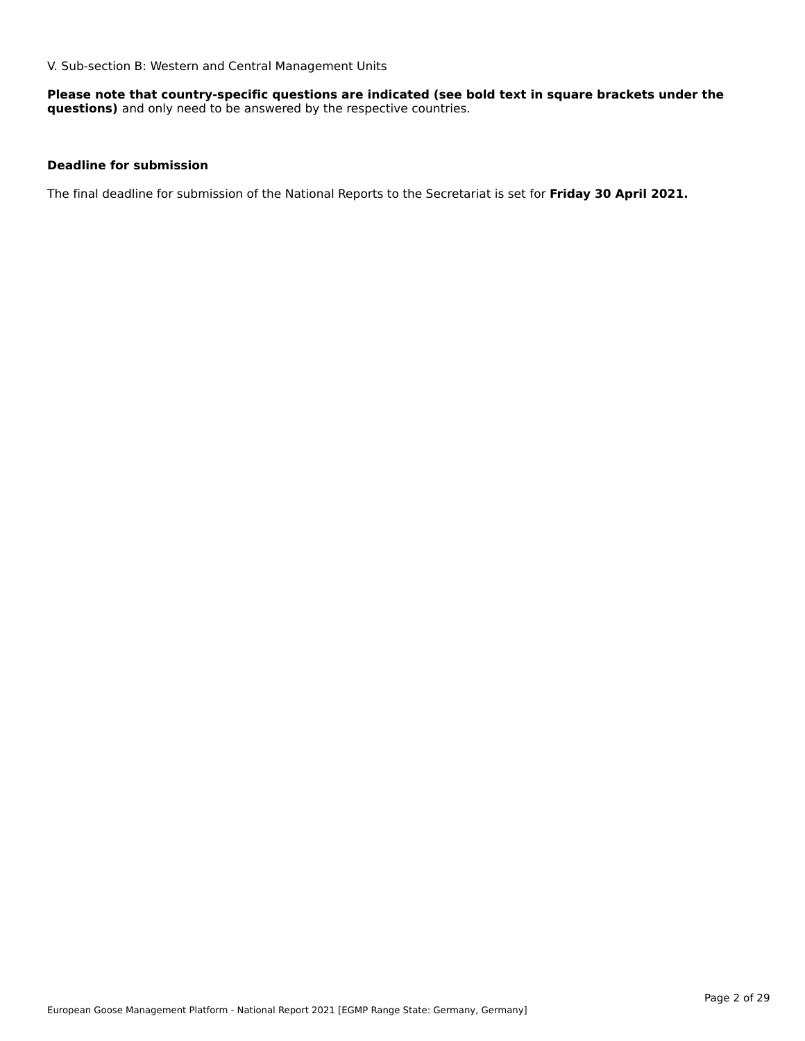V. Sub-section B: Western and Central Management Units

**Please note that country-specific questions are indicated (see bold text in square brackets under the questions)** and only need to be answered by the respective countries.

**Deadline for submission**

The final deadline for submission of the National Reports to the Secretariat is set for **Friday 30 April 2021.**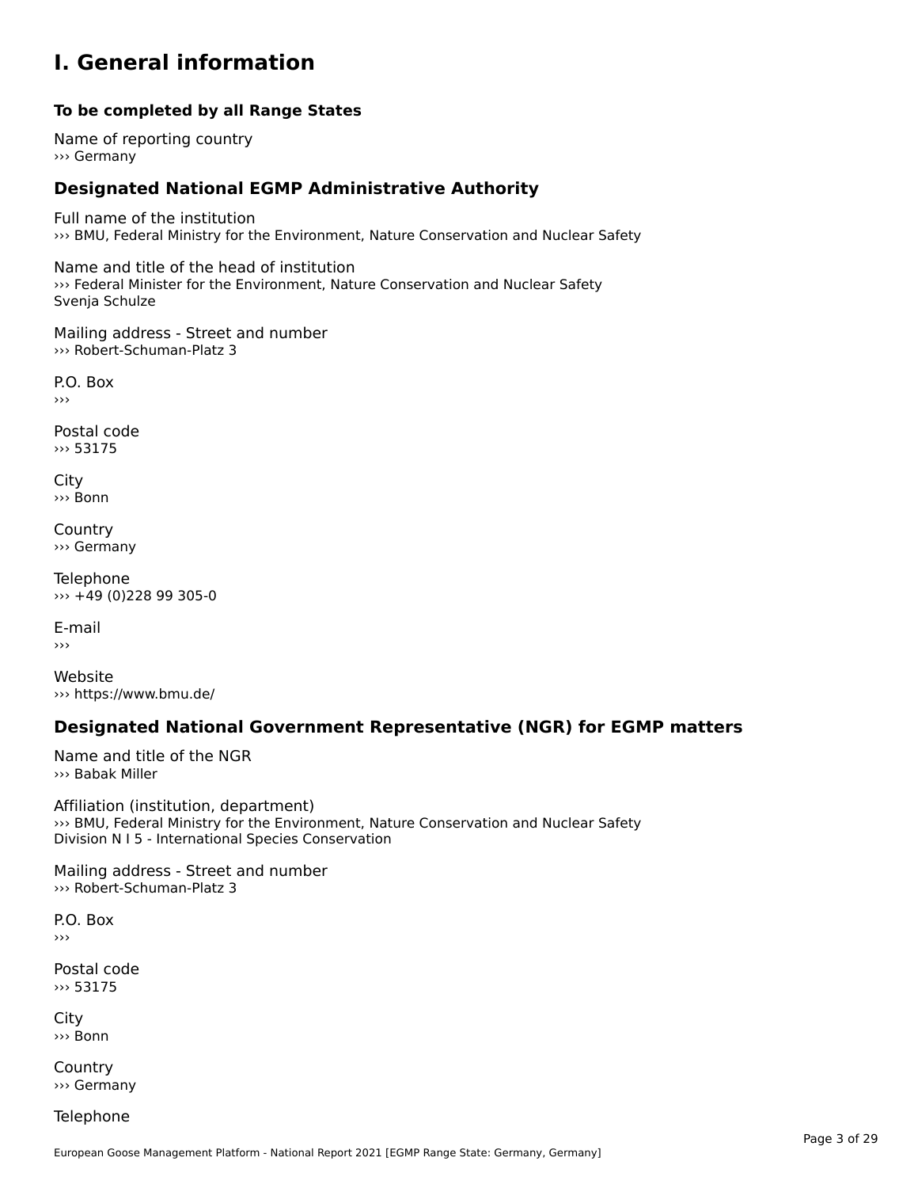# I. General information

**To be completed by all Range States**

Name of reporting country
››› Germany

## Designated National EGMP Administrative Authority

Full name of the institution
››› BMU, Federal Ministry for the Environment, Nature Conservation and Nuclear Safety

Name and title of the head of institution
››› Federal Minister for the Environment, Nature Conservation and Nuclear Safety
Svenja Schulze

Mailing address - Street and number
››› Robert-Schuman-Platz 3

P.O. Box
›››

Postal code
››› 53175

City
››› Bonn

Country
››› Germany

Telephone
››› +49 (0)228 99 305-0

E-mail
›››

Website
››› https://www.bmu.de/

## Designated National Government Representative (NGR) for EGMP matters

Name and title of the NGR
››› Babak Miller

Affiliation (institution, department)
››› BMU, Federal Ministry for the Environment, Nature Conservation and Nuclear Safety
Division N I 5 - International Species Conservation

Mailing address - Street and number
››› Robert-Schuman-Platz 3

P.O. Box
›››

Postal code
››› 53175

City
››› Bonn

Country
››› Germany

Telephone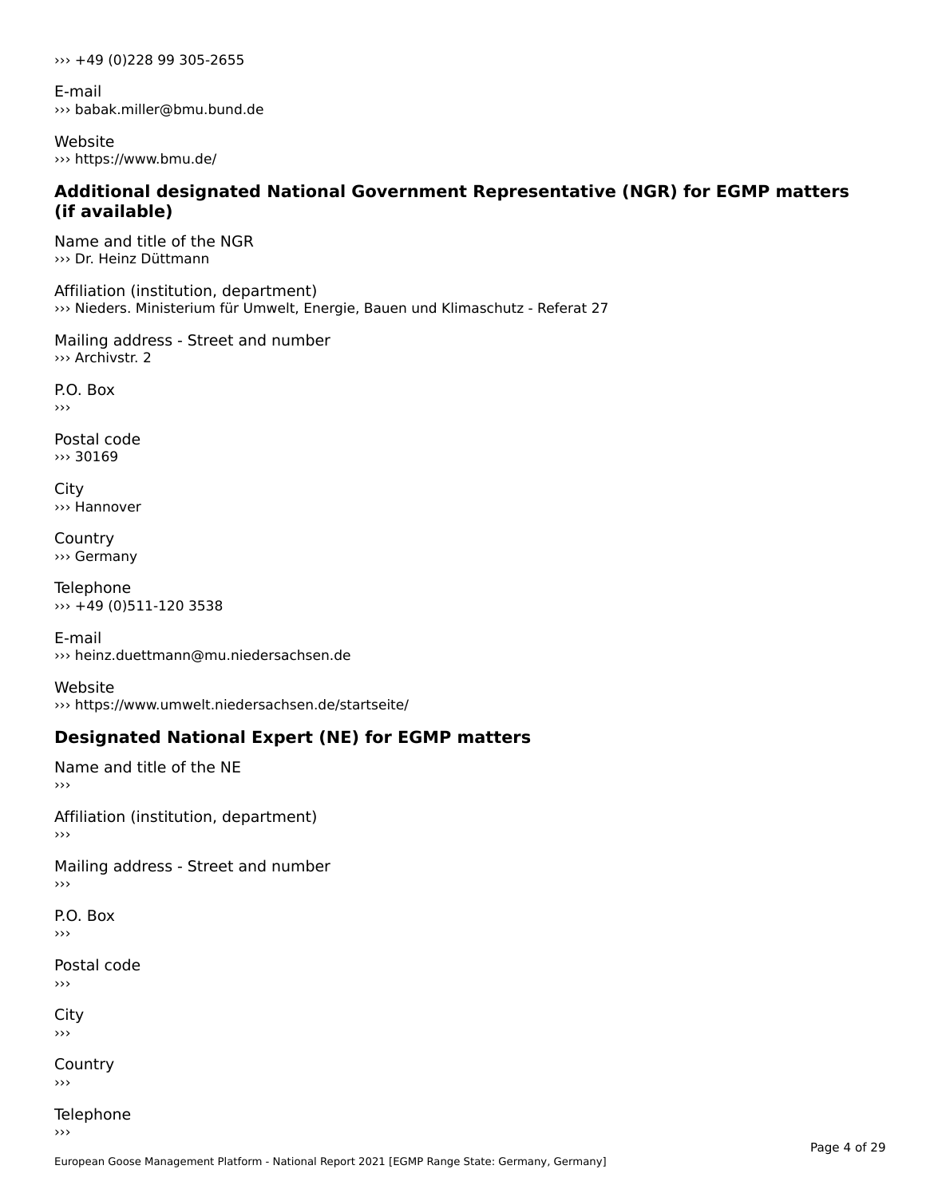››› +49 (0)228 99 305-2655

E-mail
››› babak.miller@bmu.bund.de

Website
››› https://www.bmu.de/

### Additional designated National Government Representative (NGR) for EGMP matters (if available)

Name and title of the NGR
››› Dr. Heinz Düttmann

Affiliation (institution, department)
››› Nieders. Ministerium für Umwelt, Energie, Bauen und Klimaschutz - Referat 27

Mailing address - Street and number
››› Archivstr. 2

P.O. Box
›››

Postal code
››› 30169

City
››› Hannover

Country
››› Germany

Telephone
››› +49 (0)511-120 3538

E-mail
››› heinz.duettmann@mu.niedersachsen.de

Website
››› https://www.umwelt.niedersachsen.de/startseite/

### Designated National Expert (NE) for EGMP matters

Name and title of the NE
›››

Affiliation (institution, department)
›››

Mailing address - Street and number
›››

P.O. Box
›››

Postal code
›››

City
›››

Country
›››

Telephone
›››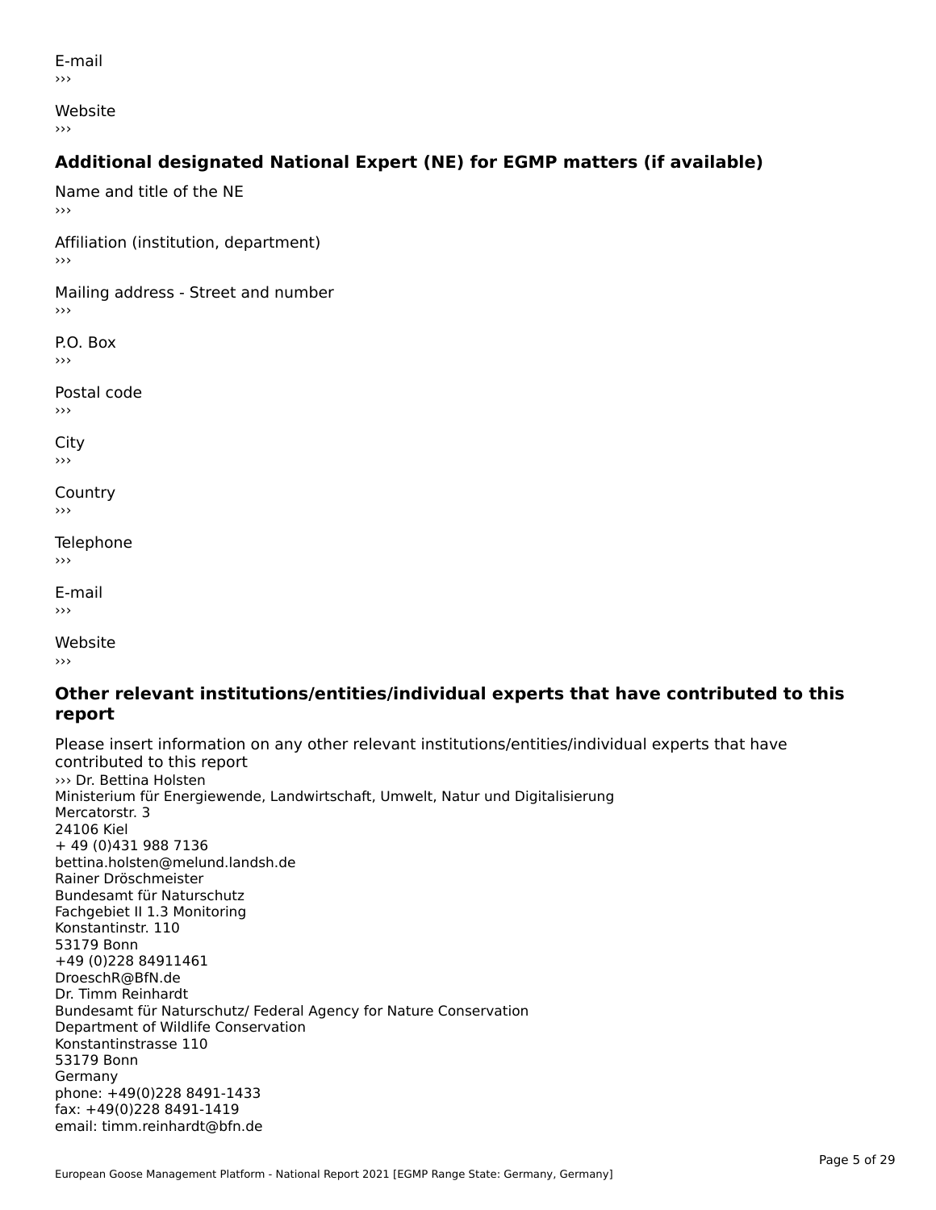E-mail

›››

Website

›››

### Additional designated National Expert (NE) for EGMP matters (if available)

Name and title of the NE

›››

Affiliation (institution, department)

›››

Mailing address - Street and number

›››

P.O. Box

›››

Postal code

›››

City

›››

Country

›››

Telephone

›››

E-mail

›››

Website

›››

### Other relevant institutions/entities/individual experts that have contributed to this report

Please insert information on any other relevant institutions/entities/individual experts that have contributed to this report

››› Dr. Bettina Holsten  
Ministerium für Energiewende, Landwirtschaft, Umwelt, Natur und Digitalisierung  
Mercatorstr. 3  
24106 Kiel  
+ 49 (0)431 988 7136  
bettina.holsten@melund.landsh.de  
Rainer Dröschmeister  
Bundesamt für Naturschutz  
Fachgebiet II 1.3 Monitoring  
Konstantinstr. 110  
53179 Bonn  
+49 (0)228 84911461  
DroeschR@BfN.de  
Dr. Timm Reinhardt  
Bundesamt für Naturschutz/ Federal Agency for Nature Conservation  
Department of Wildlife Conservation  
Konstantinstrasse 110  
53179 Bonn  
Germany  
phone: +49(0)228 8491-1433  
fax: +49(0)228 8491-1419  
email: timm.reinhardt@bfn.de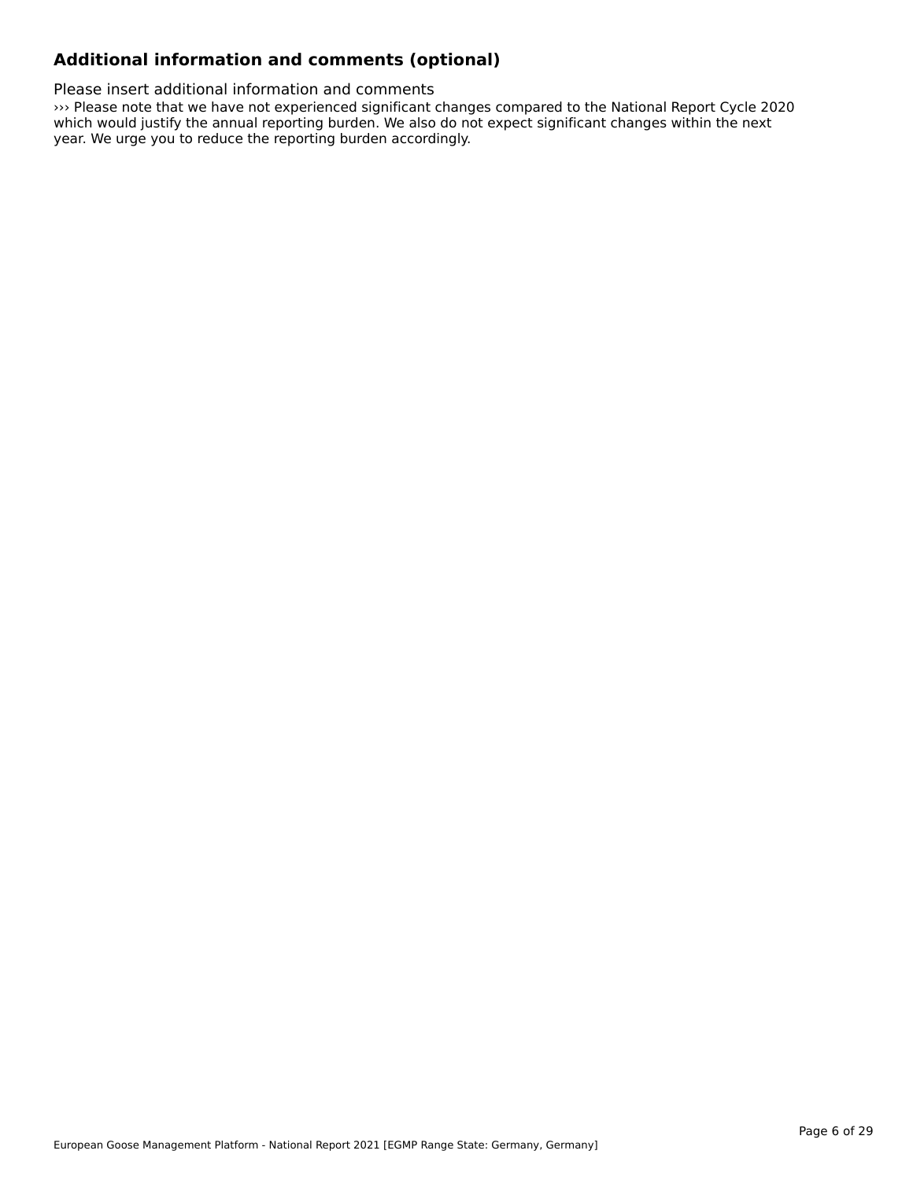## Additional information and comments (optional)

Please insert additional information and comments

››› Please note that we have not experienced significant changes compared to the National Report Cycle 2020 which would justify the annual reporting burden. We also do not expect significant changes within the next year. We urge you to reduce the reporting burden accordingly.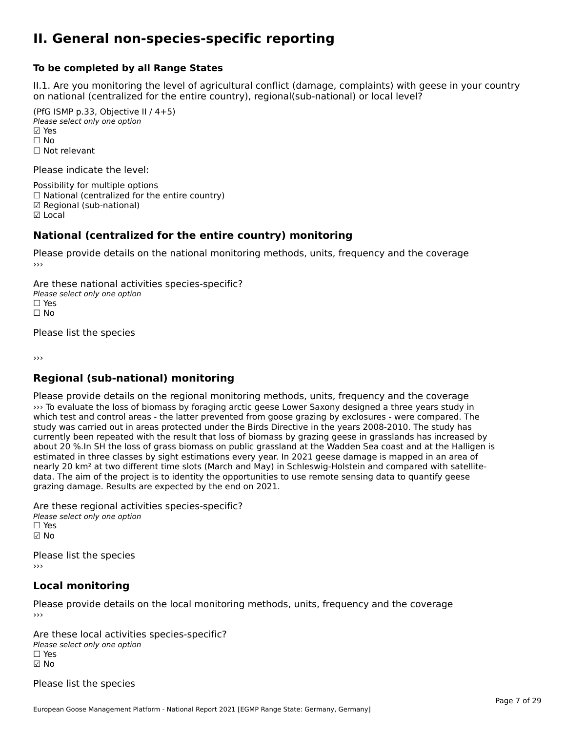# II. General non-species-specific reporting

**To be completed by all Range States**

II.1. Are you monitoring the level of agricultural conflict (damage, complaints) with geese in your country on national (centralized for the entire country), regional(sub-national) or local level?

(PfG ISMP p.33, Objective II / 4+5)
*Please select only one option*
☑ Yes
☐ No
☐ Not relevant

Please indicate the level:

Possibility for multiple options
☐ National (centralized for the entire country)
☑ Regional (sub-national)
☑ Local

## National (centralized for the entire country) monitoring

Please provide details on the national monitoring methods, units, frequency and the coverage
›››

Are these national activities species-specific?
*Please select only one option*
☐ Yes
☐ No

Please list the species

›››

## Regional (sub-national) monitoring

Please provide details on the regional monitoring methods, units, frequency and the coverage
››› To evaluate the loss of biomass by foraging arctic geese Lower Saxony designed a three years study in which test and control areas - the latter prevented from goose grazing by exclosures - were compared. The study was carried out in areas protected under the Birds Directive in the years 2008-2010. The study has currently been repeated with the result that loss of biomass by grazing geese in grasslands has increased by about 20 %.In SH the loss of grass biomass on public grassland at the Wadden Sea coast and at the Halligen is estimated in three classes by sight estimations every year. In 2021 geese damage is mapped in an area of nearly 20 km² at two different time slots (March and May) in Schleswig-Holstein and compared with satellite-data. The aim of the project is to identity the opportunities to use remote sensing data to quantify geese grazing damage. Results are expected by the end on 2021.

Are these regional activities species-specific?
*Please select only one option*
☐ Yes
☑ No

Please list the species
›››

## Local monitoring

Please provide details on the local monitoring methods, units, frequency and the coverage
›››

Are these local activities species-specific?
*Please select only one option*
☐ Yes
☑ No

Please list the species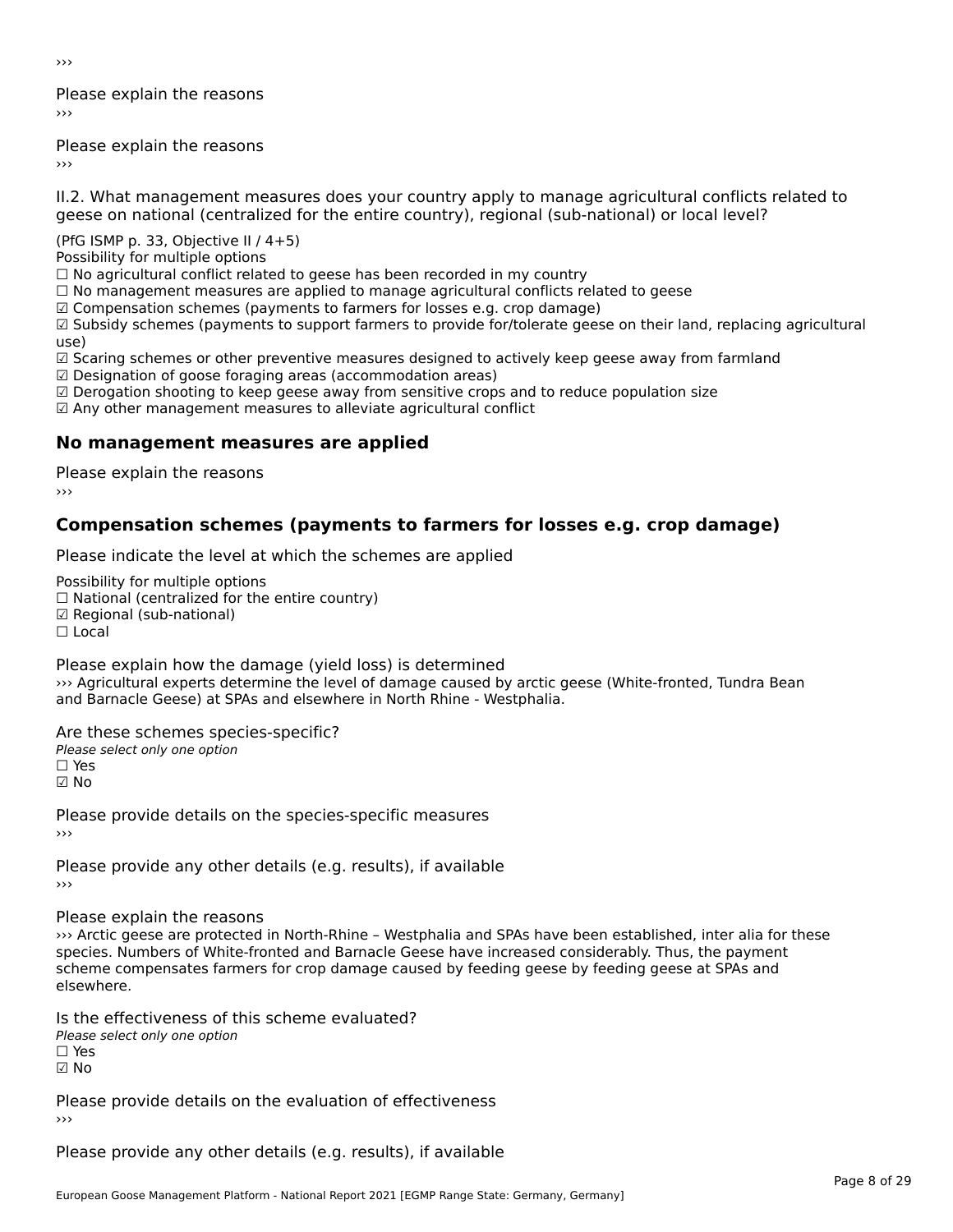›››

Please explain the reasons

›››

Please explain the reasons

›››

II.2. What management measures does your country apply to manage agricultural conflicts related to geese on national (centralized for the entire country), regional (sub-national) or local level?

(PfG ISMP p. 33, Objective II / 4+5)

Possibility for multiple options

☐ No agricultural conflict related to geese has been recorded in my country
☐ No management measures are applied to manage agricultural conflicts related to geese
☑ Compensation schemes (payments to farmers for losses e.g. crop damage)
☑ Subsidy schemes (payments to support farmers to provide for/tolerate geese on their land, replacing agricultural use)
☑ Scaring schemes or other preventive measures designed to actively keep geese away from farmland
☑ Designation of goose foraging areas (accommodation areas)
☑ Derogation shooting to keep geese away from sensitive crops and to reduce population size
☑ Any other management measures to alleviate agricultural conflict

## No management measures are applied

Please explain the reasons

›››

## Compensation schemes (payments to farmers for losses e.g. crop damage)

Please indicate the level at which the schemes are applied

Possibility for multiple options

☐ National (centralized for the entire country)
☑ Regional (sub-national)
☐ Local

Please explain how the damage (yield loss) is determined

››› Agricultural experts determine the level of damage caused by arctic geese (White-fronted, Tundra Bean and Barnacle Geese) at SPAs and elsewhere in North Rhine - Westphalia.

Are these schemes species-specific?

*Please select only one option*

☐ Yes
☑ No

Please provide details on the species-specific measures

›››

Please provide any other details (e.g. results), if available

›››

Please explain the reasons

››› Arctic geese are protected in North-Rhine – Westphalia and SPAs have been established, inter alia for these species. Numbers of White-fronted and Barnacle Geese have increased considerably. Thus, the payment scheme compensates farmers for crop damage caused by feeding geese by feeding geese at SPAs and elsewhere.

Is the effectiveness of this scheme evaluated?

*Please select only one option*

☐ Yes
☑ No

Please provide details on the evaluation of effectiveness

›››

Please provide any other details (e.g. results), if available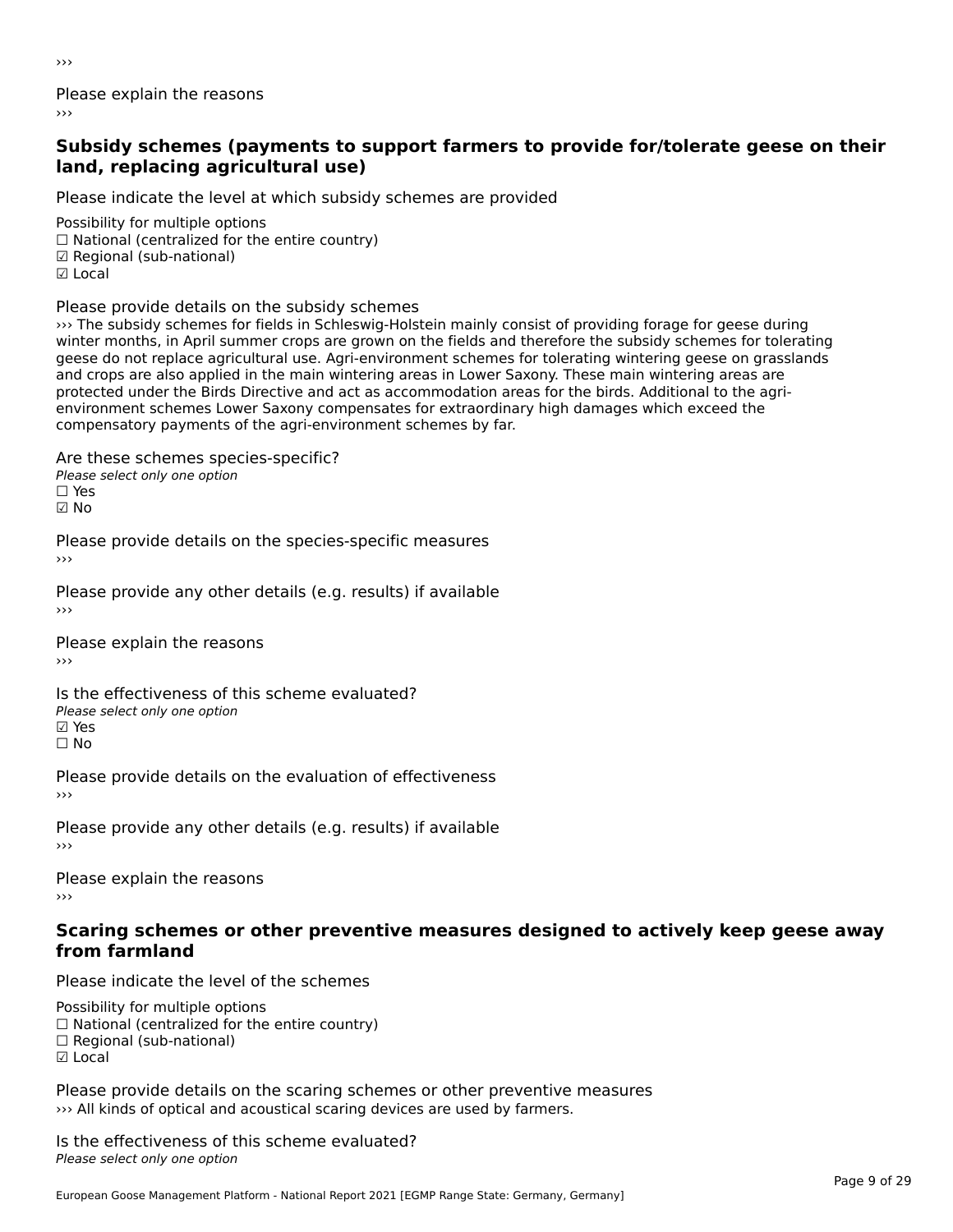›››

Please explain the reasons

›››

### Subsidy schemes (payments to support farmers to provide for/tolerate geese on their land, replacing agricultural use)

Please indicate the level at which subsidy schemes are provided

Possibility for multiple options

☐ National (centralized for the entire country)

☑ Regional (sub-national)

☑ Local

Please provide details on the subsidy schemes

››› The subsidy schemes for fields in Schleswig-Holstein mainly consist of providing forage for geese during winter months, in April summer crops are grown on the fields and therefore the subsidy schemes for tolerating geese do not replace agricultural use. Agri-environment schemes for tolerating wintering geese on grasslands and crops are also applied in the main wintering areas in Lower Saxony. These main wintering areas are protected under the Birds Directive and act as accommodation areas for the birds. Additional to the agri-environment schemes Lower Saxony compensates for extraordinary high damages which exceed the compensatory payments of the agri-environment schemes by far.

Are these schemes species-specific?

*Please select only one option*

☐ Yes

☑ No

Please provide details on the species-specific measures

›››

Please provide any other details (e.g. results) if available

›››

Please explain the reasons

›››

Is the effectiveness of this scheme evaluated?

*Please select only one option*

☑ Yes

☐ No

Please provide details on the evaluation of effectiveness

›››

Please provide any other details (e.g. results) if available

›››

Please explain the reasons

›››

### Scaring schemes or other preventive measures designed to actively keep geese away from farmland

Please indicate the level of the schemes

Possibility for multiple options

☐ National (centralized for the entire country)

☐ Regional (sub-national)

☑ Local

Please provide details on the scaring schemes or other preventive measures

››› All kinds of optical and acoustical scaring devices are used by farmers.

Is the effectiveness of this scheme evaluated?

*Please select only one option*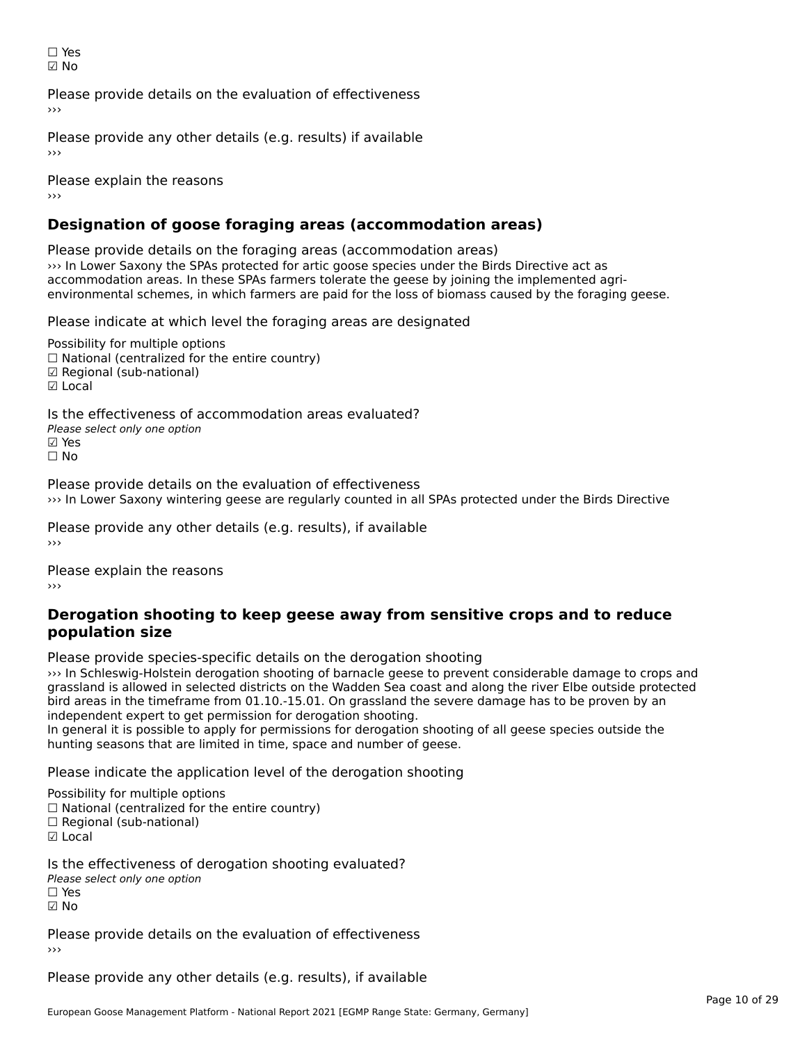☐ Yes
☑ No

Please provide details on the evaluation of effectiveness
›››

Please provide any other details (e.g. results) if available
›››

Please explain the reasons
›››

## Designation of goose foraging areas (accommodation areas)

Please provide details on the foraging areas (accommodation areas)
››› In Lower Saxony the SPAs protected for artic goose species under the Birds Directive act as accommodation areas. In these SPAs farmers tolerate the geese by joining the implemented agri-environmental schemes, in which farmers are paid for the loss of biomass caused by the foraging geese.

Please indicate at which level the foraging areas are designated

Possibility for multiple options
☐ National (centralized for the entire country)
☑ Regional (sub-national)
☑ Local

Is the effectiveness of accommodation areas evaluated?
*Please select only one option*
☑ Yes
☐ No

Please provide details on the evaluation of effectiveness
››› In Lower Saxony wintering geese are regularly counted in all SPAs protected under the Birds Directive

Please provide any other details (e.g. results), if available
›››

Please explain the reasons
›››

## Derogation shooting to keep geese away from sensitive crops and to reduce population size

Please provide species-specific details on the derogation shooting
››› In Schleswig-Holstein derogation shooting of barnacle geese to prevent considerable damage to crops and grassland is allowed in selected districts on the Wadden Sea coast and along the river Elbe outside protected bird areas in the timeframe from 01.10.-15.01. On grassland the severe damage has to be proven by an independent expert to get permission for derogation shooting.
In general it is possible to apply for permissions for derogation shooting of all geese species outside the hunting seasons that are limited in time, space and number of geese.

Please indicate the application level of the derogation shooting

Possibility for multiple options
☐ National (centralized for the entire country)
☐ Regional (sub-national)
☑ Local

Is the effectiveness of derogation shooting evaluated?
*Please select only one option*
☐ Yes
☑ No

Please provide details on the evaluation of effectiveness
›››

Please provide any other details (e.g. results), if available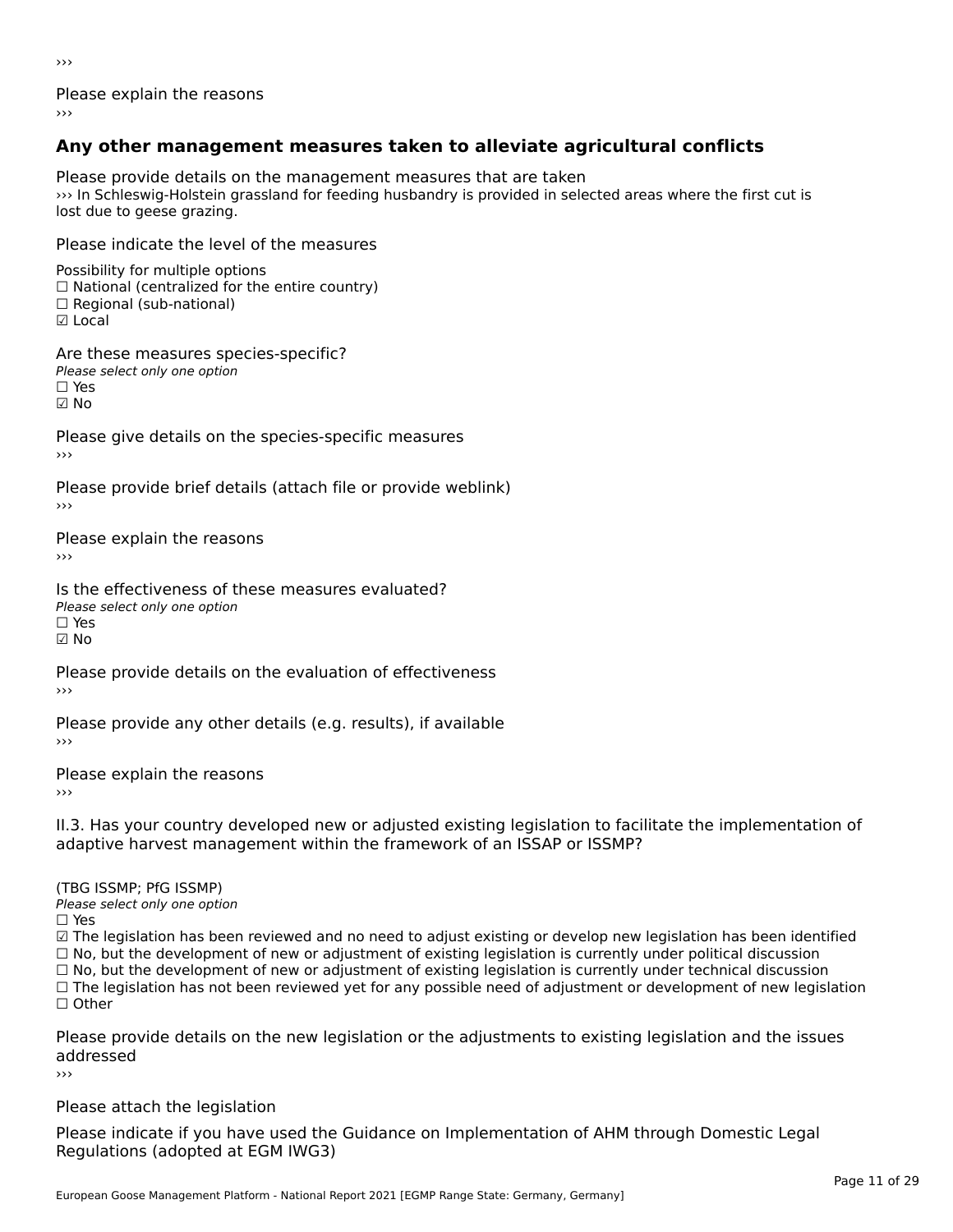›››

Please explain the reasons

›››

### Any other management measures taken to alleviate agricultural conflicts

Please provide details on the management measures that are taken

››› In Schleswig-Holstein grassland for feeding husbandry is provided in selected areas where the first cut is lost due to geese grazing.

Please indicate the level of the measures

Possibility for multiple options
☐ National (centralized for the entire country)
☐ Regional (sub-national)
☑ Local

Are these measures species-specific?
*Please select only one option*
☐ Yes
☑ No

Please give details on the species-specific measures
›››

Please provide brief details (attach file or provide weblink)
›››

Please explain the reasons
›››

Is the effectiveness of these measures evaluated?
*Please select only one option*
☐ Yes
☑ No

Please provide details on the evaluation of effectiveness
›››

Please provide any other details (e.g. results), if available
›››

Please explain the reasons
›››

II.3. Has your country developed new or adjusted existing legislation to facilitate the implementation of adaptive harvest management within the framework of an ISSAP or ISSMP?

(TBG ISSMP; PfG ISSMP)
*Please select only one option*
☐ Yes
☑ The legislation has been reviewed and no need to adjust existing or develop new legislation has been identified
☐ No, but the development of new or adjustment of existing legislation is currently under political discussion
☐ No, but the development of new or adjustment of existing legislation is currently under technical discussion
☐ The legislation has not been reviewed yet for any possible need of adjustment or development of new legislation
☐ Other

Please provide details on the new legislation or the adjustments to existing legislation and the issues addressed
›››

Please attach the legislation

Please indicate if you have used the Guidance on Implementation of AHM through Domestic Legal Regulations (adopted at EGM IWG3)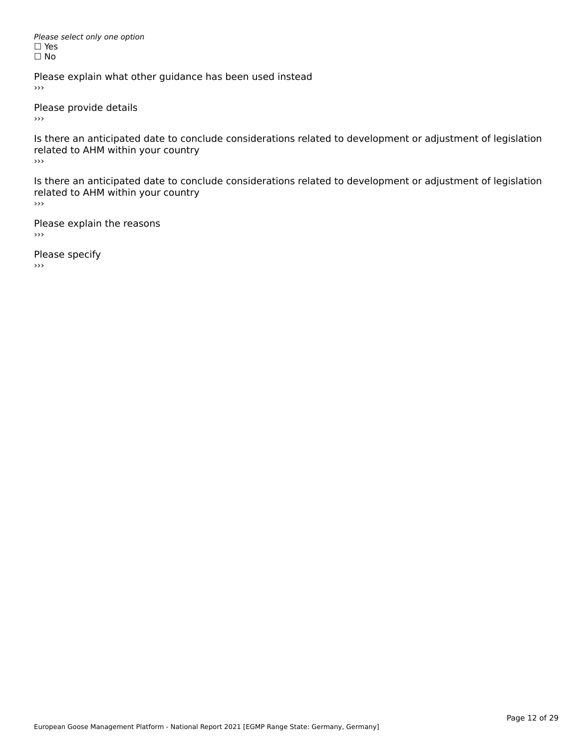*Please select only one option*
☐ Yes
☐ No

Please explain what other guidance has been used instead
›››

Please provide details
›››

Is there an anticipated date to conclude considerations related to development or adjustment of legislation related to AHM within your country
›››

Is there an anticipated date to conclude considerations related to development or adjustment of legislation related to AHM within your country
›››

Please explain the reasons
›››

Please specify
›››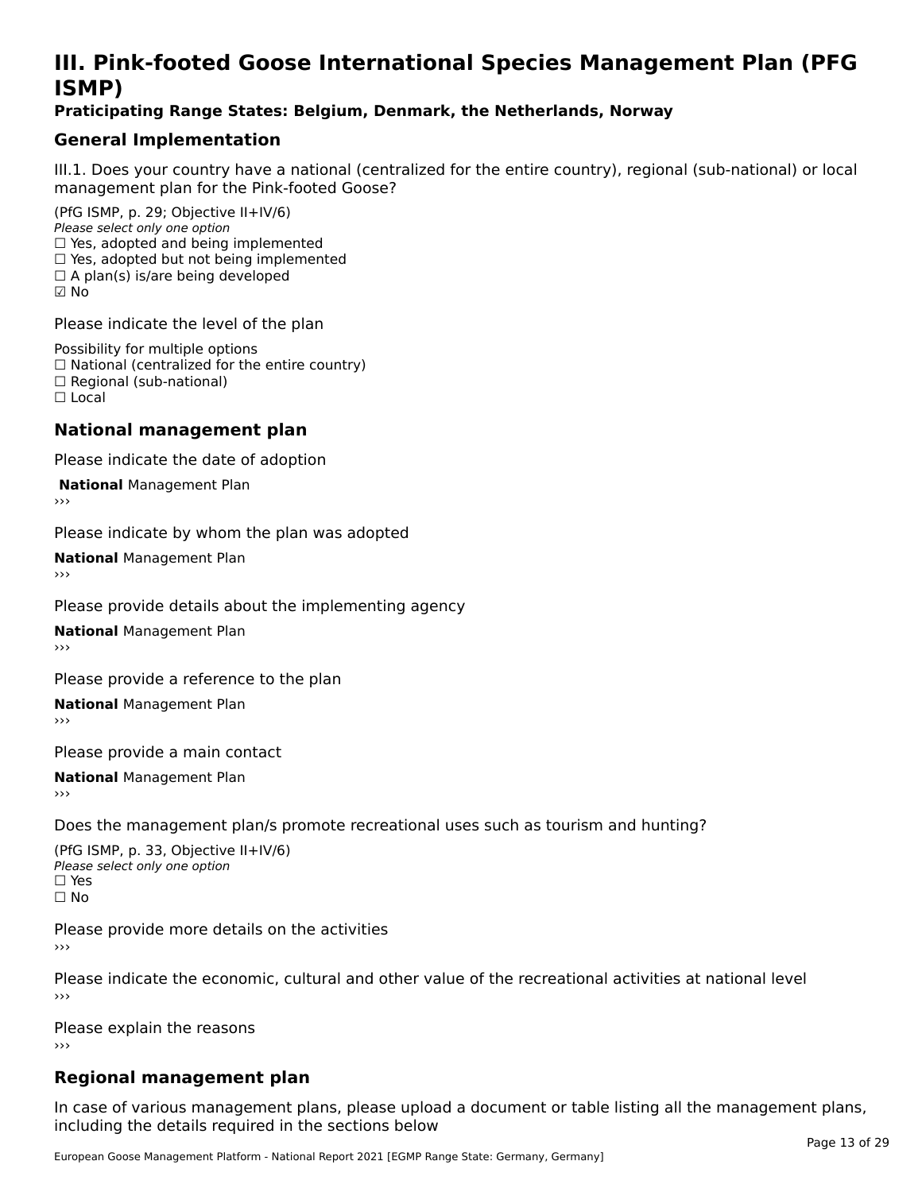# III. Pink-footed Goose International Species Management Plan (PFG ISMP)

**Praticipating Range States: Belgium, Denmark, the Netherlands, Norway**

## General Implementation

III.1. Does your country have a national (centralized for the entire country), regional (sub-national) or local management plan for the Pink-footed Goose?

(PfG ISMP, p. 29; Objective II+IV/6)
*Please select only one option*
☐ Yes, adopted and being implemented
☐ Yes, adopted but not being implemented
☐ A plan(s) is/are being developed
☑ No

Please indicate the level of the plan

Possibility for multiple options
☐ National (centralized for the entire country)
☐ Regional (sub-national)
☐ Local

## National management plan

Please indicate the date of adoption

**National** Management Plan
›››

Please indicate by whom the plan was adopted

**National** Management Plan
›››

Please provide details about the implementing agency

**National** Management Plan
›››

Please provide a reference to the plan

**National** Management Plan
›››

Please provide a main contact

**National** Management Plan
›››

Does the management plan/s promote recreational uses such as tourism and hunting?

(PfG ISMP, p. 33, Objective II+IV/6)
*Please select only one option*
☐ Yes
☐ No

Please provide more details on the activities
›››

Please indicate the economic, cultural and other value of the recreational activities at national level
›››

Please explain the reasons
›››

## Regional management plan

In case of various management plans, please upload a document or table listing all the management plans, including the details required in the sections below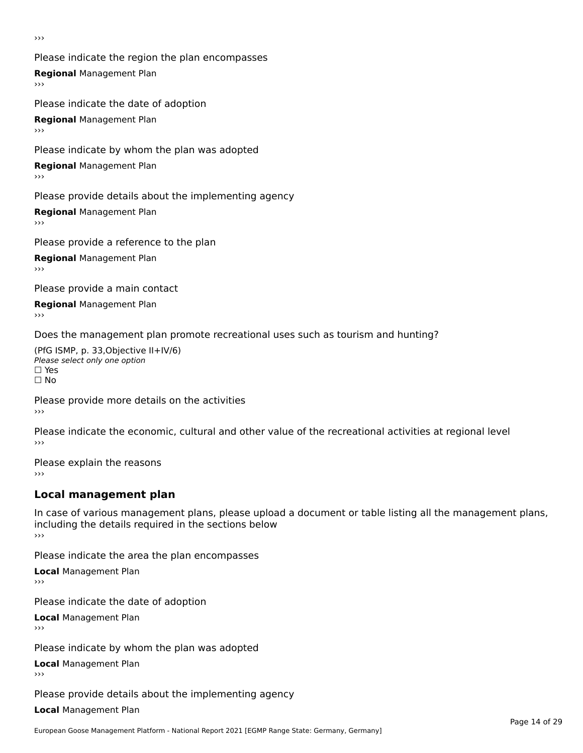›››

Please indicate the region the plan encompasses

**Regional** Management Plan

›››

Please indicate the date of adoption

**Regional** Management Plan

›››

Please indicate by whom the plan was adopted

**Regional** Management Plan

›››

Please provide details about the implementing agency

**Regional** Management Plan

›››

Please provide a reference to the plan

**Regional** Management Plan

›››

Please provide a main contact

**Regional** Management Plan

›››

Does the management plan promote recreational uses such as tourism and hunting?

(PfG ISMP, p. 33,Objective II+IV/6)
*Please select only one option*
☐ Yes
☐ No

Please provide more details on the activities

›››

Please indicate the economic, cultural and other value of the recreational activities at regional level

›››

Please explain the reasons

›››

## Local management plan

In case of various management plans, please upload a document or table listing all the management plans, including the details required in the sections below

›››

Please indicate the area the plan encompasses

**Local** Management Plan

›››

Please indicate the date of adoption

**Local** Management Plan

›››

Please indicate by whom the plan was adopted

**Local** Management Plan

›››

Please provide details about the implementing agency

**Local** Management Plan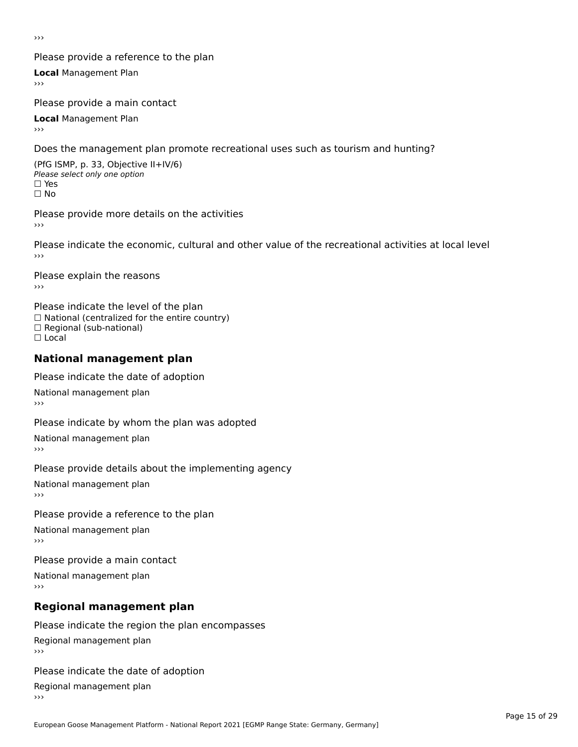›››

Please provide a reference to the plan

**Local** Management Plan

›››

Please provide a main contact

**Local** Management Plan

›››

Does the management plan promote recreational uses such as tourism and hunting?

(PfG ISMP, p. 33, Objective II+IV/6)

*Please select only one option*

☐ Yes

☐ No

Please provide more details on the activities

›››

Please indicate the economic, cultural and other value of the recreational activities at local level

›››

Please explain the reasons

›››

Please indicate the level of the plan

☐ National (centralized for the entire country)

☐ Regional (sub-national)

☐ Local

## National management plan

Please indicate the date of adoption

National management plan

›››

Please indicate by whom the plan was adopted

National management plan

›››

Please provide details about the implementing agency

National management plan

›››

Please provide a reference to the plan

National management plan

›››

Please provide a main contact

National management plan

›››

## Regional management plan

Please indicate the region the plan encompasses

Regional management plan

›››

Please indicate the date of adoption

Regional management plan

›››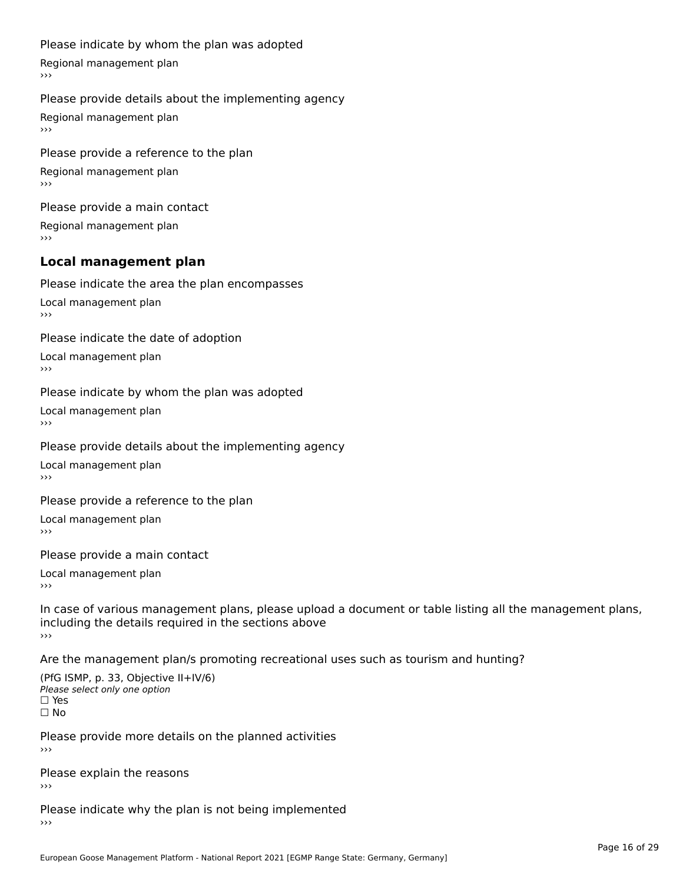Please indicate by whom the plan was adopted

Regional management plan

›››

Please provide details about the implementing agency

Regional management plan

›››

Please provide a reference to the plan

Regional management plan

›››

Please provide a main contact

Regional management plan

›››

## Local management plan

Please indicate the area the plan encompasses

Local management plan

›››

Please indicate the date of adoption

Local management plan

›››

Please indicate by whom the plan was adopted

Local management plan

›››

Please provide details about the implementing agency

Local management plan

›››

Please provide a reference to the plan

Local management plan

›››

Please provide a main contact

Local management plan

›››

In case of various management plans, please upload a document or table listing all the management plans, including the details required in the sections above

›››

Are the management plan/s promoting recreational uses such as tourism and hunting?

(PfG ISMP, p. 33, Objective II+IV/6)

*Please select only one option*

☐ Yes

☐ No

Please provide more details on the planned activities

›››

Please explain the reasons

›››

Please indicate why the plan is not being implemented

›››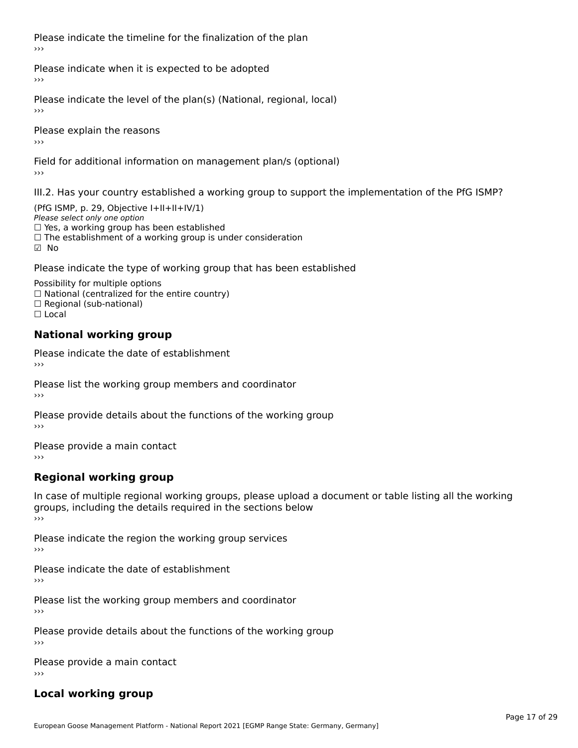Please indicate the timeline for the finalization of the plan

›››

Please indicate when it is expected to be adopted

›››

Please indicate the level of the plan(s) (National, regional, local)

›››

Please explain the reasons

›››

Field for additional information on management plan/s (optional)

›››

III.2. Has your country established a working group to support the implementation of the PfG ISMP?

(PfG ISMP, p. 29, Objective I+II+II+IV/1)
*Please select only one option*
☐ Yes, a working group has been established
☐ The establishment of a working group is under consideration
☑ No

Please indicate the type of working group that has been established

Possibility for multiple options
☐ National (centralized for the entire country)
☐ Regional (sub-national)
☐ Local

## National working group

Please indicate the date of establishment

›››

Please list the working group members and coordinator

›››

Please provide details about the functions of the working group

›››

Please provide a main contact

›››

## Regional working group

In case of multiple regional working groups, please upload a document or table listing all the working groups, including the details required in the sections below

›››

Please indicate the region the working group services

›››

Please indicate the date of establishment

›››

Please list the working group members and coordinator

›››

Please provide details about the functions of the working group

›››

Please provide a main contact

›››

## Local working group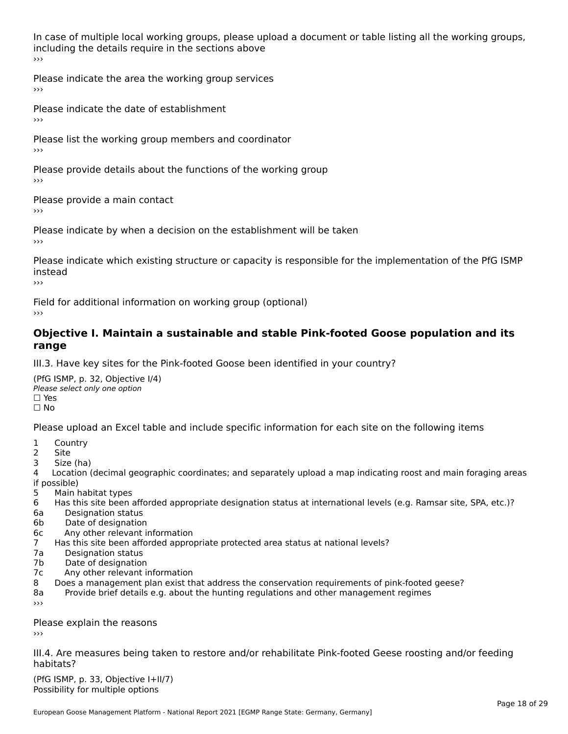In case of multiple local working groups, please upload a document or table listing all the working groups, including the details require in the sections above
›››

Please indicate the area the working group services
›››

Please indicate the date of establishment
›››

Please list the working group members and coordinator
›››

Please provide details about the functions of the working group
›››

Please provide a main contact
›››

Please indicate by when a decision on the establishment will be taken
›››

Please indicate which existing structure or capacity is responsible for the implementation of the PfG ISMP instead
›››

Field for additional information on working group (optional)
›››

## Objective I. Maintain a sustainable and stable Pink-footed Goose population and its range

III.3. Have key sites for the Pink-footed Goose been identified in your country?

(PfG ISMP, p. 32, Objective I/4)
*Please select only one option*
☐ Yes
☐ No

Please upload an Excel table and include specific information for each site on the following items

1 Country
2 Site
3 Size (ha)
4 Location (decimal geographic coordinates; and separately upload a map indicating roost and main foraging areas if possible)
5 Main habitat types
6 Has this site been afforded appropriate designation status at international levels (e.g. Ramsar site, SPA, etc.)?
6a Designation status
6b Date of designation
6c Any other relevant information
7 Has this site been afforded appropriate protected area status at national levels?
7a Designation status
7b Date of designation
7c Any other relevant information
8 Does a management plan exist that address the conservation requirements of pink-footed geese?
8a Provide brief details e.g. about the hunting regulations and other management regimes
›››

Please explain the reasons
›››

III.4. Are measures being taken to restore and/or rehabilitate Pink-footed Geese roosting and/or feeding habitats?

(PfG ISMP, p. 33, Objective I+II/7)
Possibility for multiple options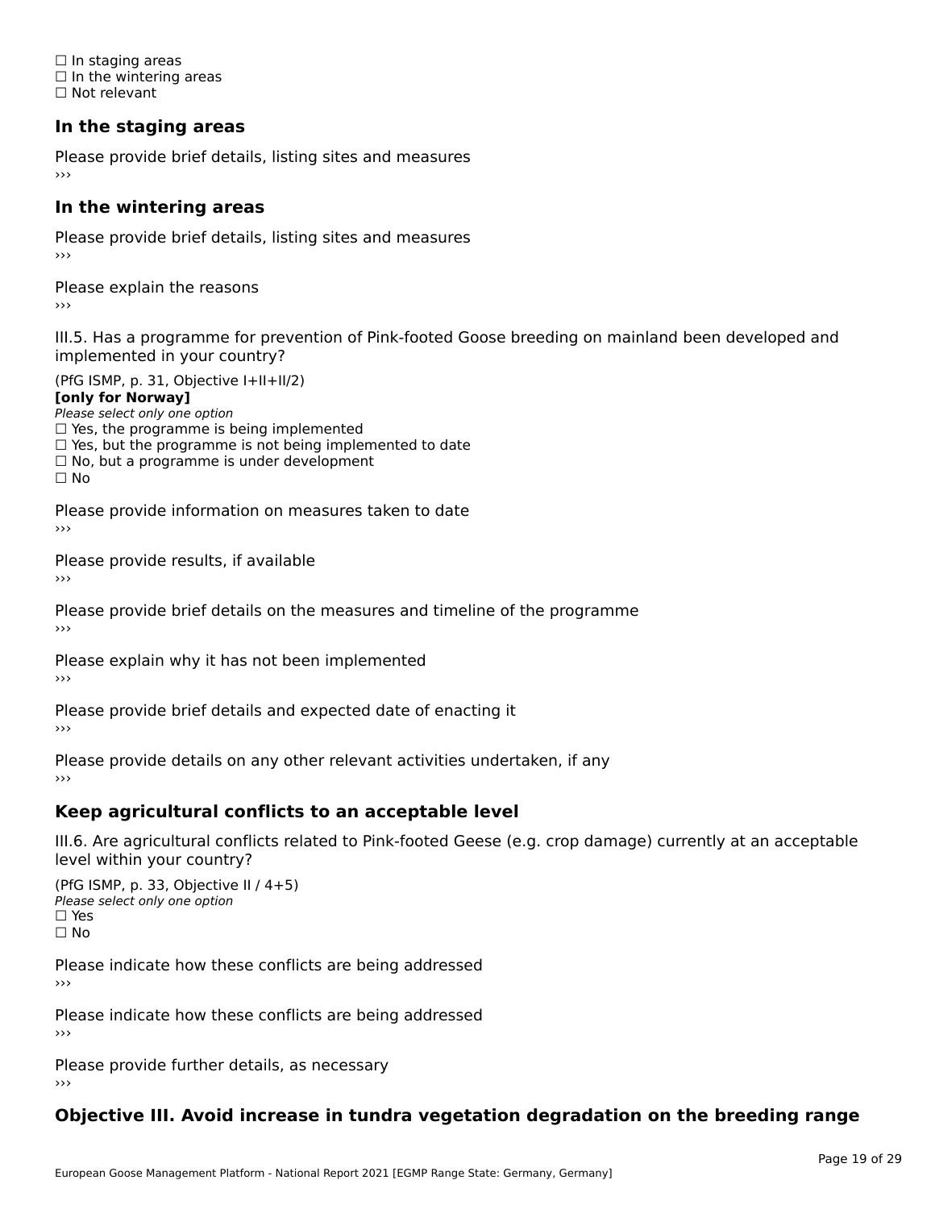☐ In staging areas
☐ In the wintering areas
☐ Not relevant

### In the staging areas

Please provide brief details, listing sites and measures
›››

### In the wintering areas

Please provide brief details, listing sites and measures
›››

Please explain the reasons
›››

III.5. Has a programme for prevention of Pink-footed Goose breeding on mainland been developed and implemented in your country?

(PfG ISMP, p. 31, Objective I+II+II/2)
**[only for Norway]**
*Please select only one option*
☐ Yes, the programme is being implemented
☐ Yes, but the programme is not being implemented to date
☐ No, but a programme is under development
☐ No

Please provide information on measures taken to date
›››

Please provide results, if available
›››

Please provide brief details on the measures and timeline of the programme
›››

Please explain why it has not been implemented
›››

Please provide brief details and expected date of enacting it
›››

Please provide details on any other relevant activities undertaken, if any
›››

### Keep agricultural conflicts to an acceptable level

III.6. Are agricultural conflicts related to Pink-footed Geese (e.g. crop damage) currently at an acceptable level within your country?

(PfG ISMP, p. 33, Objective II / 4+5)
*Please select only one option*
☐ Yes
☐ No

Please indicate how these conflicts are being addressed
›››

Please indicate how these conflicts are being addressed
›››

Please provide further details, as necessary
›››

### Objective III. Avoid increase in tundra vegetation degradation on the breeding range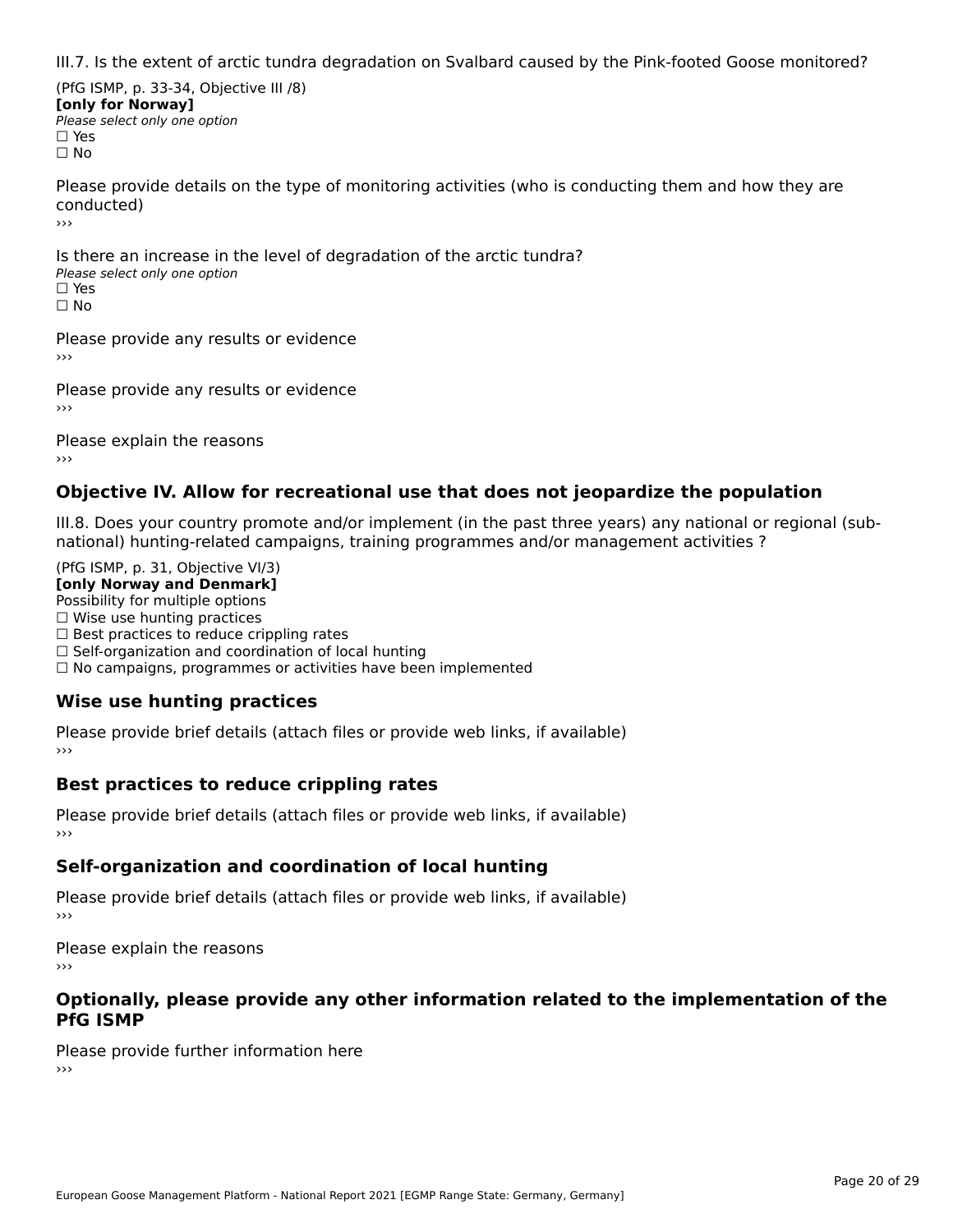III.7. Is the extent of arctic tundra degradation on Svalbard caused by the Pink-footed Goose monitored?

(PfG ISMP, p. 33-34, Objective III /8)
**[only for Norway]**
*Please select only one option*
☐ Yes
☐ No

Please provide details on the type of monitoring activities (who is conducting them and how they are conducted)
›››

Is there an increase in the level of degradation of the arctic tundra?
*Please select only one option*
☐ Yes
☐ No

Please provide any results or evidence
›››

Please provide any results or evidence
›››

Please explain the reasons
›››

## Objective IV. Allow for recreational use that does not jeopardize the population

III.8. Does your country promote and/or implement (in the past three years) any national or regional (sub-national) hunting-related campaigns, training programmes and/or management activities ?

(PfG ISMP, p. 31, Objective VI/3)
**[only Norway and Denmark]**
Possibility for multiple options
☐ Wise use hunting practices
☐ Best practices to reduce crippling rates
☐ Self-organization and coordination of local hunting
☐ No campaigns, programmes or activities have been implemented

### Wise use hunting practices

Please provide brief details (attach files or provide web links, if available)
›››

### Best practices to reduce crippling rates

Please provide brief details (attach files or provide web links, if available)
›››

### Self-organization and coordination of local hunting

Please provide brief details (attach files or provide web links, if available)
›››

Please explain the reasons
›››

## Optionally, please provide any other information related to the implementation of the PfG ISMP

Please provide further information here
›››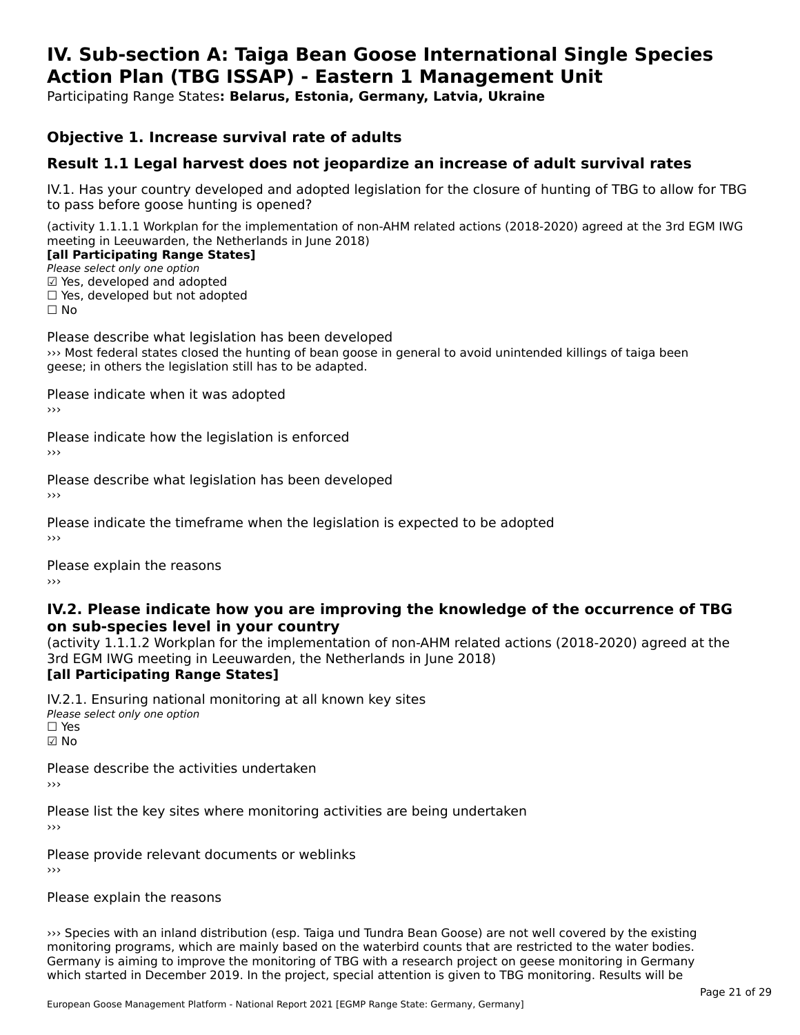# IV. Sub-section A: Taiga Bean Goose International Single Species Action Plan (TBG ISSAP) - Eastern 1 Management Unit

Participating Range States**: Belarus, Estonia, Germany, Latvia, Ukraine**

## Objective 1. Increase survival rate of adults

## Result 1.1 Legal harvest does not jeopardize an increase of adult survival rates

IV.1. Has your country developed and adopted legislation for the closure of hunting of TBG to allow for TBG to pass before goose hunting is opened?

(activity 1.1.1.1 Workplan for the implementation of non-AHM related actions (2018-2020) agreed at the 3rd EGM IWG meeting in Leeuwarden, the Netherlands in June 2018)
**[all Participating Range States]**
*Please select only one option*
☑ Yes, developed and adopted
☐ Yes, developed but not adopted
☐ No

Please describe what legislation has been developed
››› Most federal states closed the hunting of bean goose in general to avoid unintended killings of taiga been geese; in others the legislation still has to be adapted.

Please indicate when it was adopted
›››

Please indicate how the legislation is enforced
›››

Please describe what legislation has been developed
›››

Please indicate the timeframe when the legislation is expected to be adopted
›››

Please explain the reasons
›››

### IV.2. Please indicate how you are improving the knowledge of the occurrence of TBG on sub-species level in your country

(activity 1.1.1.2 Workplan for the implementation of non-AHM related actions (2018-2020) agreed at the 3rd EGM IWG meeting in Leeuwarden, the Netherlands in June 2018)
**[all Participating Range States]**

IV.2.1. Ensuring national monitoring at all known key sites
*Please select only one option*
☐ Yes
☑ No

Please describe the activities undertaken
›››

Please list the key sites where monitoring activities are being undertaken
›››

Please provide relevant documents or weblinks
›››

Please explain the reasons

››› Species with an inland distribution (esp. Taiga und Tundra Bean Goose) are not well covered by the existing monitoring programs, which are mainly based on the waterbird counts that are restricted to the water bodies. Germany is aiming to improve the monitoring of TBG with a research project on geese monitoring in Germany which started in December 2019. In the project, special attention is given to TBG monitoring. Results will be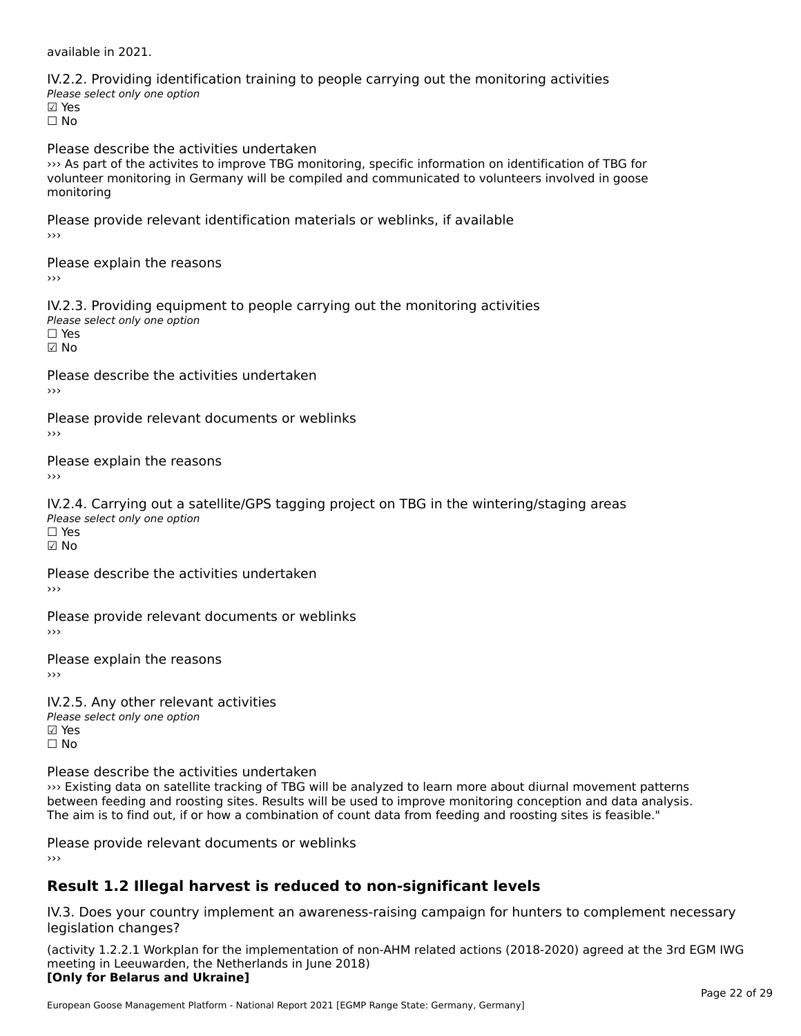available in 2021.

IV.2.2. Providing identification training to people carrying out the monitoring activities
*Please select only one option*
☑ Yes
☐ No

Please describe the activities undertaken
››› As part of the activites to improve TBG monitoring, specific information on identification of TBG for volunteer monitoring in Germany will be compiled and communicated to volunteers involved in goose monitoring

Please provide relevant identification materials or weblinks, if available
›››

Please explain the reasons
›››

IV.2.3. Providing equipment to people carrying out the monitoring activities
*Please select only one option*
☐ Yes
☑ No

Please describe the activities undertaken
›››

Please provide relevant documents or weblinks
›››

Please explain the reasons
›››

IV.2.4. Carrying out a satellite/GPS tagging project on TBG in the wintering/staging areas
*Please select only one option*
☐ Yes
☑ No

Please describe the activities undertaken
›››

Please provide relevant documents or weblinks
›››

Please explain the reasons
›››

IV.2.5. Any other relevant activities
*Please select only one option*
☑ Yes
☐ No

Please describe the activities undertaken
››› Existing data on satellite tracking of TBG will be analyzed to learn more about diurnal movement patterns between feeding and roosting sites. Results will be used to improve monitoring conception and data analysis. The aim is to find out, if or how a combination of count data from feeding and roosting sites is feasible."

Please provide relevant documents or weblinks
›››

## Result 1.2 Illegal harvest is reduced to non-significant levels

IV.3. Does your country implement an awareness-raising campaign for hunters to complement necessary legislation changes?

(activity 1.2.2.1 Workplan for the implementation of non-AHM related actions (2018-2020) agreed at the 3rd EGM IWG meeting in Leeuwarden, the Netherlands in June 2018)
**[Only for Belarus and Ukraine]**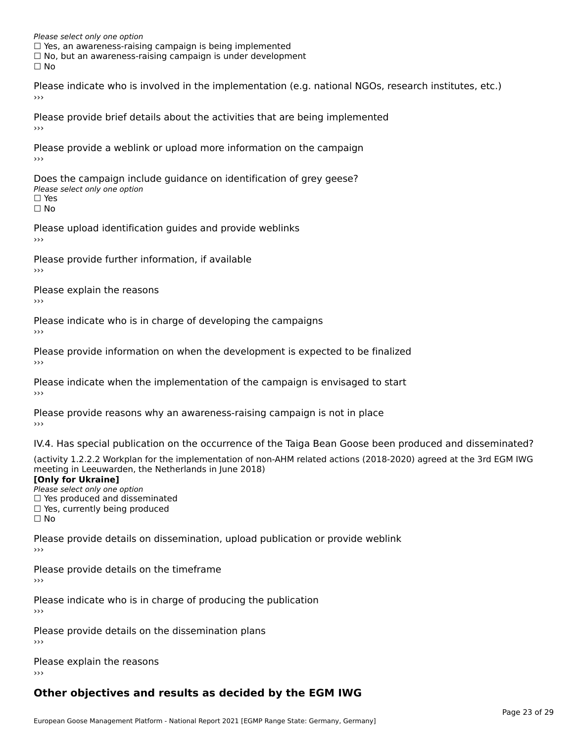*Please select only one option*
☐ Yes, an awareness-raising campaign is being implemented
☐ No, but an awareness-raising campaign is under development
☐ No

Please indicate who is involved in the implementation (e.g. national NGOs, research institutes, etc.)
›››

Please provide brief details about the activities that are being implemented
›››

Please provide a weblink or upload more information on the campaign
›››

Does the campaign include guidance on identification of grey geese?
*Please select only one option*
☐ Yes
☐ No

Please upload identification guides and provide weblinks
›››

Please provide further information, if available
›››

Please explain the reasons
›››

Please indicate who is in charge of developing the campaigns
›››

Please provide information on when the development is expected to be finalized
›››

Please indicate when the implementation of the campaign is envisaged to start
›››

Please provide reasons why an awareness-raising campaign is not in place
›››

IV.4. Has special publication on the occurrence of the Taiga Bean Goose been produced and disseminated?

(activity 1.2.2.2 Workplan for the implementation of non-AHM related actions (2018-2020) agreed at the 3rd EGM IWG meeting in Leeuwarden, the Netherlands in June 2018)
**[Only for Ukraine]**
*Please select only one option*
☐ Yes produced and disseminated
☐ Yes, currently being produced
☐ No

Please provide details on dissemination, upload publication or provide weblink
›››

Please provide details on the timeframe
›››

Please indicate who is in charge of producing the publication
›››

Please provide details on the dissemination plans
›››

Please explain the reasons
›››

## Other objectives and results as decided by the EGM IWG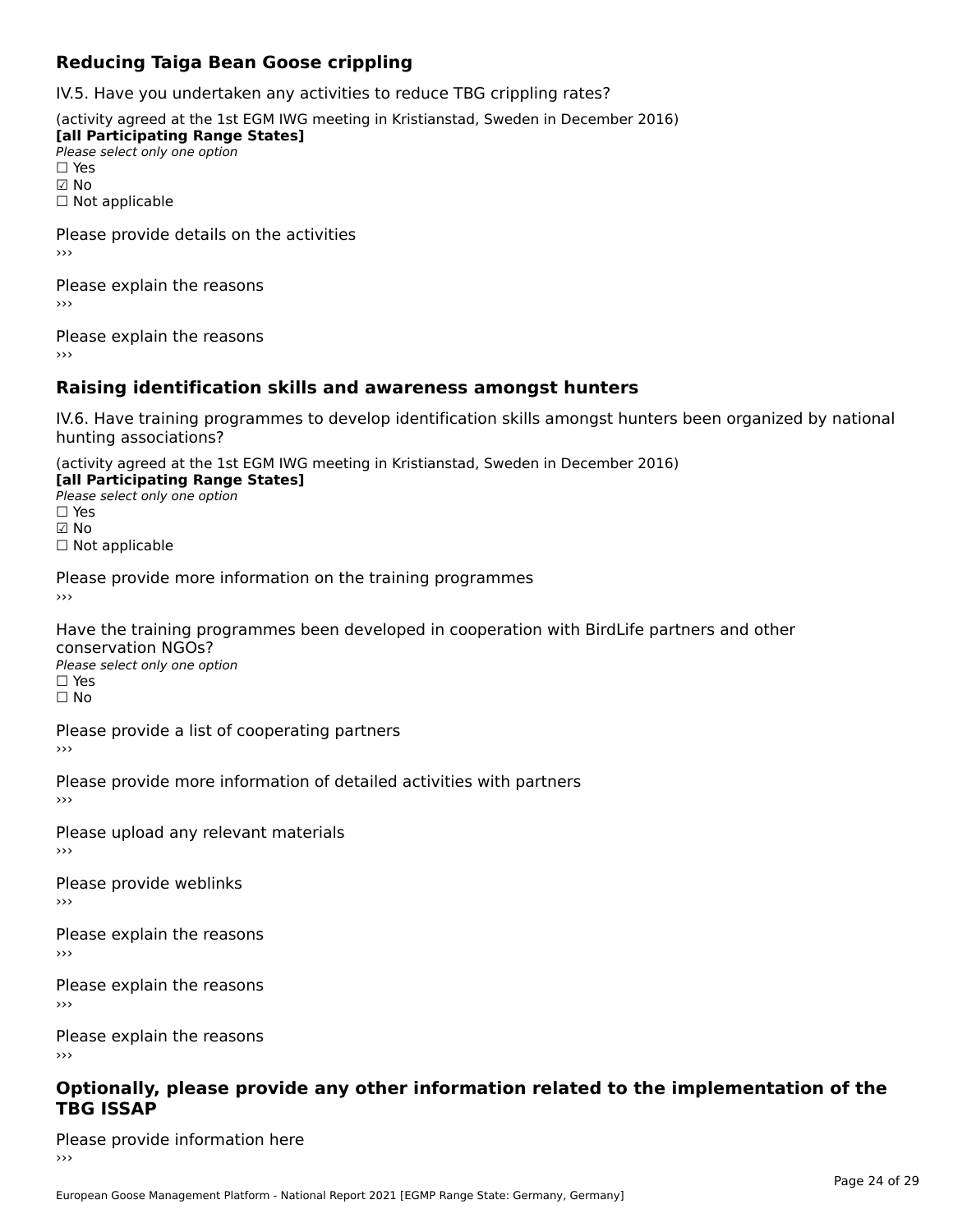## Reducing Taiga Bean Goose crippling

IV.5. Have you undertaken any activities to reduce TBG crippling rates?

(activity agreed at the 1st EGM IWG meeting in Kristianstad, Sweden in December 2016)
**[all Participating Range States]**
*Please select only one option*
☐ Yes
☑ No
☐ Not applicable

Please provide details on the activities
›››

Please explain the reasons
›››

Please explain the reasons
›››

## Raising identification skills and awareness amongst hunters

IV.6. Have training programmes to develop identification skills amongst hunters been organized by national hunting associations?

(activity agreed at the 1st EGM IWG meeting in Kristianstad, Sweden in December 2016)
**[all Participating Range States]**
*Please select only one option*
☐ Yes
☑ No
☐ Not applicable

Please provide more information on the training programmes
›››

Have the training programmes been developed in cooperation with BirdLife partners and other conservation NGOs?
*Please select only one option*
☐ Yes
☐ No

Please provide a list of cooperating partners
›››

Please provide more information of detailed activities with partners
›››

Please upload any relevant materials
›››

Please provide weblinks
›››

Please explain the reasons
›››

Please explain the reasons
›››

Please explain the reasons
›››

## Optionally, please provide any other information related to the implementation of the TBG ISSAP

Please provide information here
›››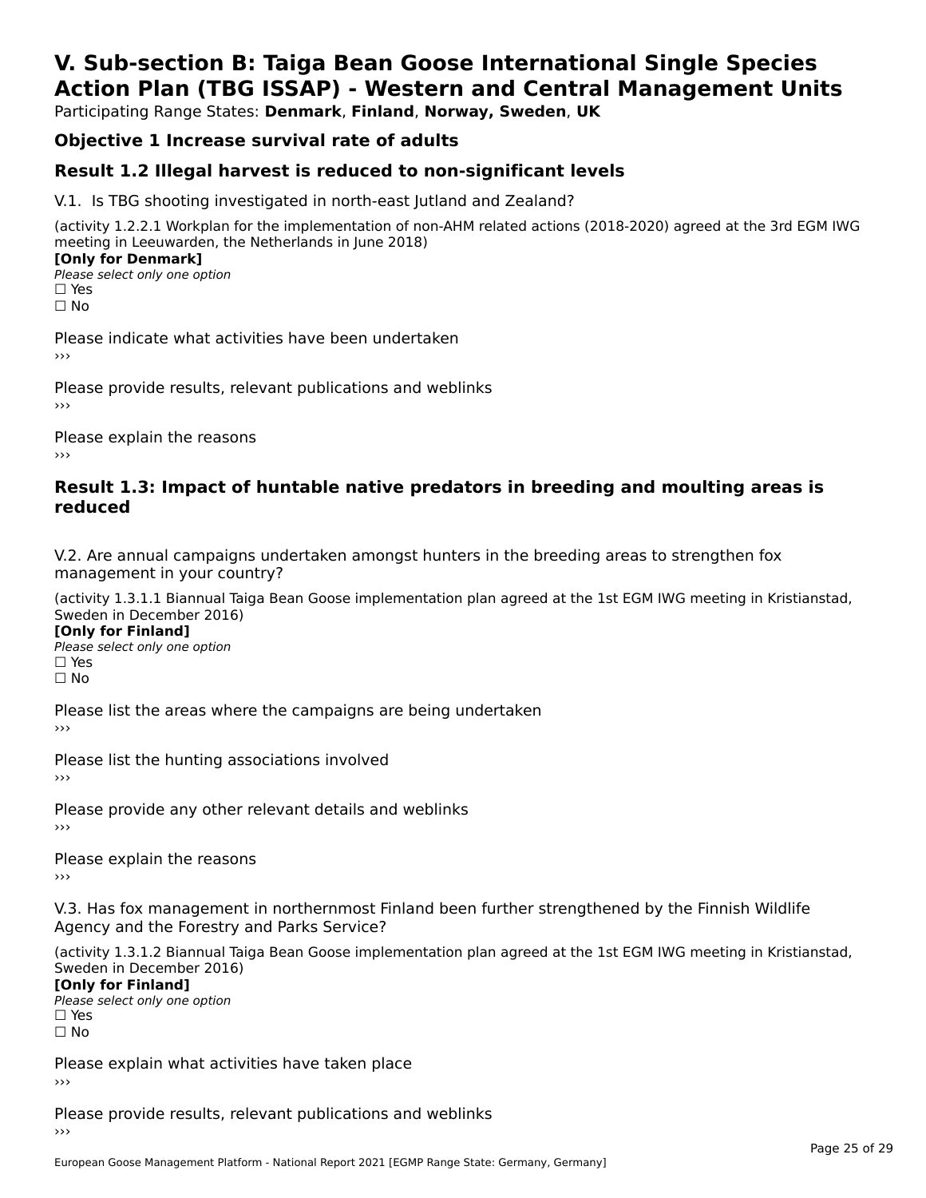# V. Sub-section B: Taiga Bean Goose International Single Species Action Plan (TBG ISSAP) - Western and Central Management Units

Participating Range States: **Denmark**, **Finland**, **Norway, Sweden**, **UK**

## Objective 1 Increase survival rate of adults

## Result 1.2 Illegal harvest is reduced to non-significant levels

V.1. Is TBG shooting investigated in north-east Jutland and Zealand?

(activity 1.2.2.1 Workplan for the implementation of non-AHM related actions (2018-2020) agreed at the 3rd EGM IWG meeting in Leeuwarden, the Netherlands in June 2018)

**[Only for Denmark]**

*Please select only one option*

☐ Yes

☐ No

Please indicate what activities have been undertaken

›››

Please provide results, relevant publications and weblinks

›››

Please explain the reasons

›››

## Result 1.3: Impact of huntable native predators in breeding and moulting areas is reduced

V.2. Are annual campaigns undertaken amongst hunters in the breeding areas to strengthen fox management in your country?

(activity 1.3.1.1 Biannual Taiga Bean Goose implementation plan agreed at the 1st EGM IWG meeting in Kristianstad, Sweden in December 2016)

**[Only for Finland]**

*Please select only one option*

☐ Yes

☐ No

Please list the areas where the campaigns are being undertaken

›››

Please list the hunting associations involved

›››

Please provide any other relevant details and weblinks

›››

Please explain the reasons

›››

V.3. Has fox management in northernmost Finland been further strengthened by the Finnish Wildlife Agency and the Forestry and Parks Service?

(activity 1.3.1.2 Biannual Taiga Bean Goose implementation plan agreed at the 1st EGM IWG meeting in Kristianstad, Sweden in December 2016)

**[Only for Finland]**

*Please select only one option*

☐ Yes

☐ No

Please explain what activities have taken place

›››

Please provide results, relevant publications and weblinks

›››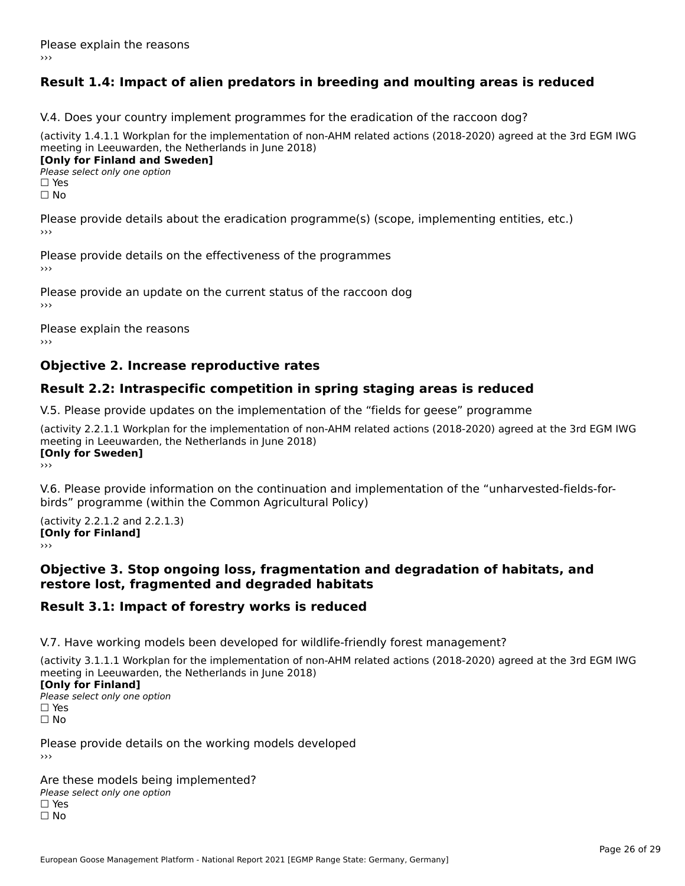Please explain the reasons

›››

## Result 1.4: Impact of alien predators in breeding and moulting areas is reduced

V.4. Does your country implement programmes for the eradication of the raccoon dog?

(activity 1.4.1.1 Workplan for the implementation of non-AHM related actions (2018-2020) agreed at the 3rd EGM IWG meeting in Leeuwarden, the Netherlands in June 2018)

**[Only for Finland and Sweden]**

*Please select only one option*

☐ Yes

☐ No

Please provide details about the eradication programme(s) (scope, implementing entities, etc.)

›››

Please provide details on the effectiveness of the programmes

›››

Please provide an update on the current status of the raccoon dog

›››

Please explain the reasons

›››

## Objective 2. Increase reproductive rates

## Result 2.2: Intraspecific competition in spring staging areas is reduced

V.5. Please provide updates on the implementation of the “fields for geese” programme

(activity 2.2.1.1 Workplan for the implementation of non-AHM related actions (2018-2020) agreed at the 3rd EGM IWG meeting in Leeuwarden, the Netherlands in June 2018)

**[Only for Sweden]**

›››

V.6. Please provide information on the continuation and implementation of the “unharvested-fields-for-birds” programme (within the Common Agricultural Policy)

(activity 2.2.1.2 and 2.2.1.3)

**[Only for Finland]**

›››

## Objective 3. Stop ongoing loss, fragmentation and degradation of habitats, and restore lost, fragmented and degraded habitats

## Result 3.1: Impact of forestry works is reduced

V.7. Have working models been developed for wildlife-friendly forest management?

(activity 3.1.1.1 Workplan for the implementation of non-AHM related actions (2018-2020) agreed at the 3rd EGM IWG meeting in Leeuwarden, the Netherlands in June 2018)

**[Only for Finland]**

*Please select only one option*

☐ Yes

☐ No

Please provide details on the working models developed

›››

Are these models being implemented?

*Please select only one option*

☐ Yes

☐ No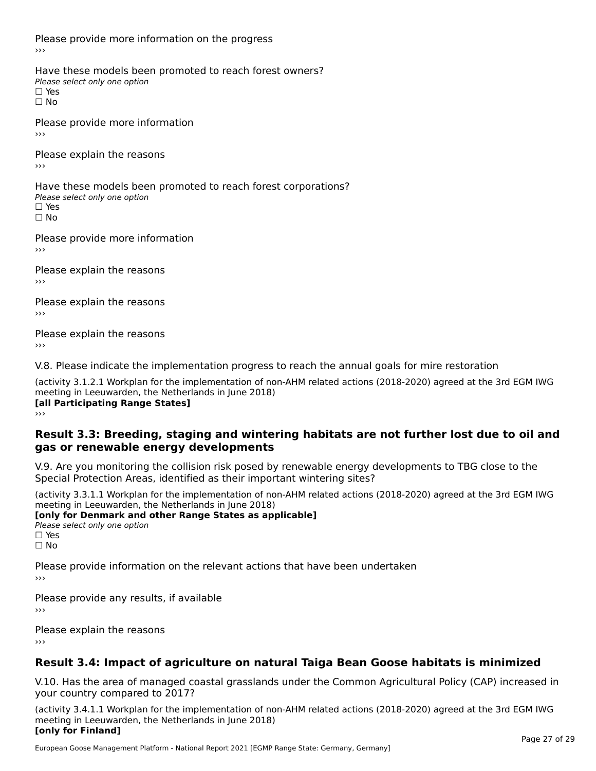Please provide more information on the progress
›››

Have these models been promoted to reach forest owners?
*Please select only one option*
☐ Yes
☐ No

Please provide more information
›››

Please explain the reasons
›››

Have these models been promoted to reach forest corporations?
*Please select only one option*
☐ Yes
☐ No

Please provide more information
›››

Please explain the reasons
›››

Please explain the reasons
›››

Please explain the reasons
›››

V.8. Please indicate the implementation progress to reach the annual goals for mire restoration

(activity 3.1.2.1 Workplan for the implementation of non-AHM related actions (2018-2020) agreed at the 3rd EGM IWG meeting in Leeuwarden, the Netherlands in June 2018)
**[all Participating Range States]**
›››

## Result 3.3: Breeding, staging and wintering habitats are not further lost due to oil and gas or renewable energy developments

V.9. Are you monitoring the collision risk posed by renewable energy developments to TBG close to the Special Protection Areas, identified as their important wintering sites?

(activity 3.3.1.1 Workplan for the implementation of non-AHM related actions (2018-2020) agreed at the 3rd EGM IWG meeting in Leeuwarden, the Netherlands in June 2018)
**[only for Denmark and other Range States as applicable]**
*Please select only one option*
☐ Yes
☐ No

Please provide information on the relevant actions that have been undertaken
›››

Please provide any results, if available
›››

Please explain the reasons
›››

## Result 3.4: Impact of agriculture on natural Taiga Bean Goose habitats is minimized

V.10. Has the area of managed coastal grasslands under the Common Agricultural Policy (CAP) increased in your country compared to 2017?

(activity 3.4.1.1 Workplan for the implementation of non-AHM related actions (2018-2020) agreed at the 3rd EGM IWG meeting in Leeuwarden, the Netherlands in June 2018)
**[only for Finland]**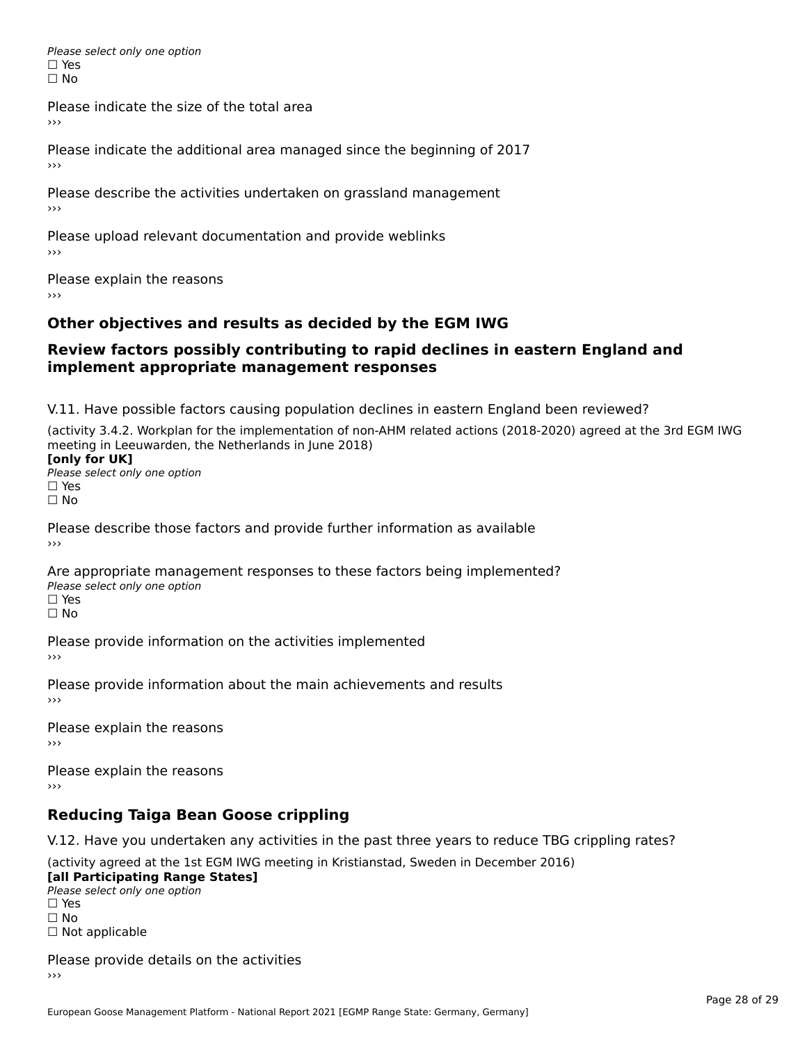*Please select only one option*
☐ Yes
☐ No

Please indicate the size of the total area
›››

Please indicate the additional area managed since the beginning of 2017
›››

Please describe the activities undertaken on grassland management
›››

Please upload relevant documentation and provide weblinks
›››

Please explain the reasons
›››

## Other objectives and results as decided by the EGM IWG

## Review factors possibly contributing to rapid declines in eastern England and implement appropriate management responses

V.11. Have possible factors causing population declines in eastern England been reviewed?

(activity 3.4.2. Workplan for the implementation of non-AHM related actions (2018-2020) agreed at the 3rd EGM IWG meeting in Leeuwarden, the Netherlands in June 2018)
**[only for UK]**
*Please select only one option*
☐ Yes
☐ No

Please describe those factors and provide further information as available
›››

Are appropriate management responses to these factors being implemented?
*Please select only one option*
☐ Yes
☐ No

Please provide information on the activities implemented
›››

Please provide information about the main achievements and results
›››

Please explain the reasons
›››

Please explain the reasons
›››

## Reducing Taiga Bean Goose crippling

V.12. Have you undertaken any activities in the past three years to reduce TBG crippling rates?

(activity agreed at the 1st EGM IWG meeting in Kristianstad, Sweden in December 2016)
**[all Participating Range States]**
*Please select only one option*
☐ Yes
☐ No
☐ Not applicable

Please provide details on the activities
›››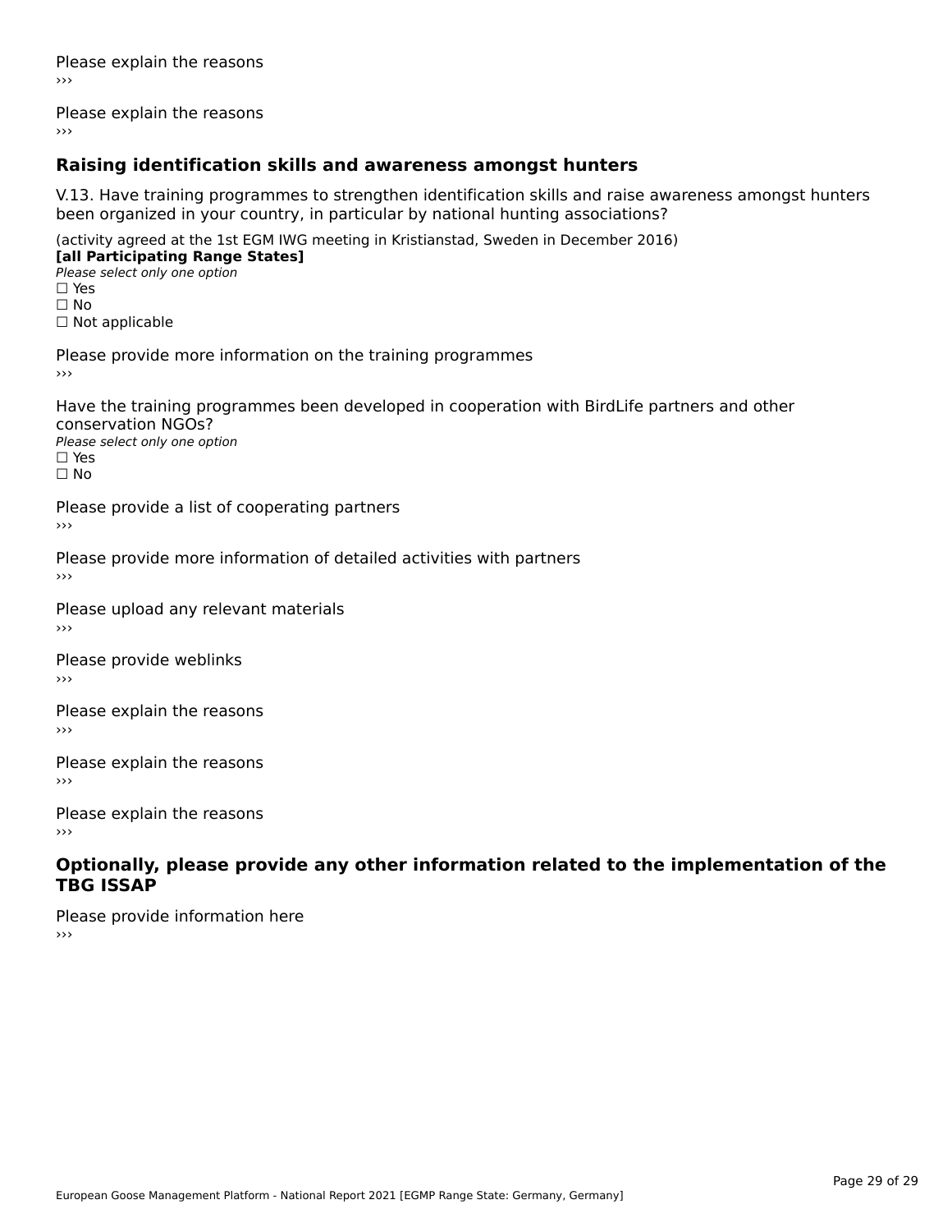Please explain the reasons
›››

Please explain the reasons
›››

## Raising identification skills and awareness amongst hunters

V.13. Have training programmes to strengthen identification skills and raise awareness amongst hunters been organized in your country, in particular by national hunting associations?

(activity agreed at the 1st EGM IWG meeting in Kristianstad, Sweden in December 2016)
**[all Participating Range States]**
*Please select only one option*
☐ Yes
☐ No
☐ Not applicable

Please provide more information on the training programmes
›››

Have the training programmes been developed in cooperation with BirdLife partners and other conservation NGOs?
*Please select only one option*
☐ Yes
☐ No

Please provide a list of cooperating partners
›››

Please provide more information of detailed activities with partners
›››

Please upload any relevant materials
›››

Please provide weblinks
›››

Please explain the reasons
›››

Please explain the reasons
›››

Please explain the reasons
›››

## Optionally, please provide any other information related to the implementation of the TBG ISSAP

Please provide information here
›››